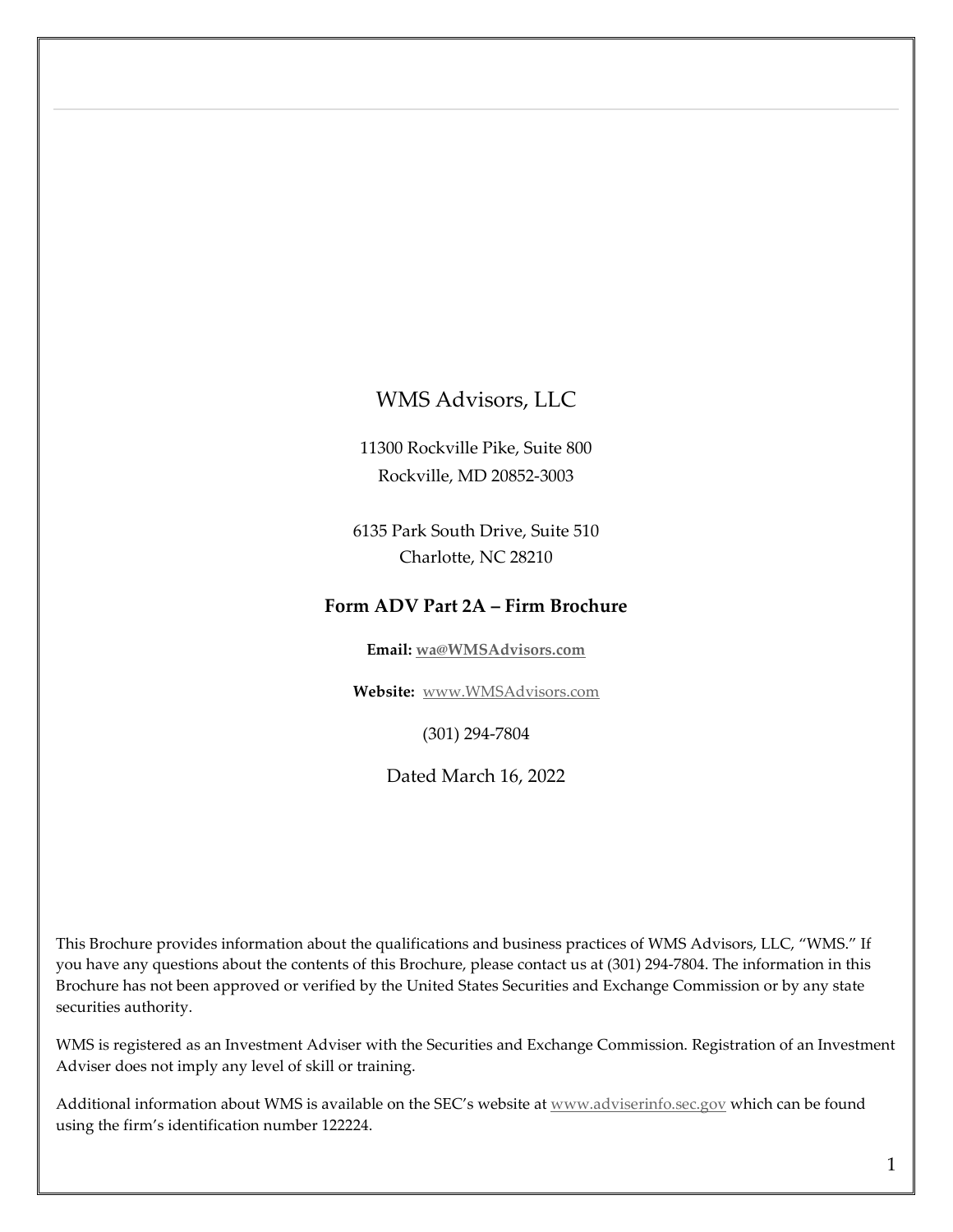# WMS Advisors, LLC

11300 Rockville Pike, Suite 800
Rockville, MD 20852-3003

6135 Park South Drive, Suite 510
Charlotte, NC 28210

## Form ADV Part 2A – Firm Brochure

**Email:** wa@WMSAdvisors.com

**Website:** www.WMSAdvisors.com

(301) 294-7804

Dated March 16, 2022

This Brochure provides information about the qualifications and business practices of WMS Advisors, LLC, "WMS." If you have any questions about the contents of this Brochure, please contact us at (301) 294-7804. The information in this Brochure has not been approved or verified by the United States Securities and Exchange Commission or by any state securities authority.

WMS is registered as an Investment Adviser with the Securities and Exchange Commission. Registration of an Investment Adviser does not imply any level of skill or training.

Additional information about WMS is available on the SEC's website at www.adviserinfo.sec.gov which can be found using the firm's identification number 122224.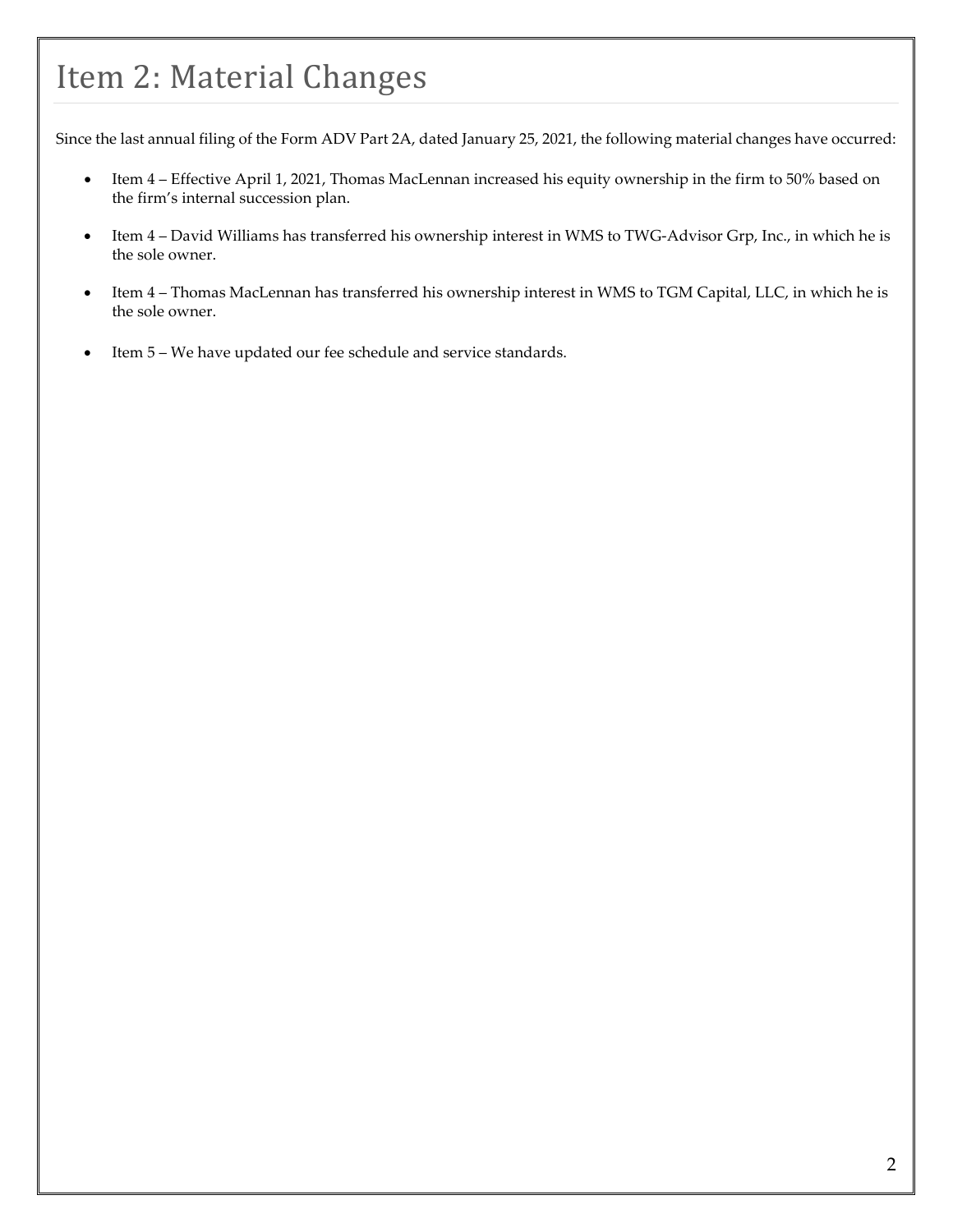# Item 2: Material Changes

Since the last annual filing of the Form ADV Part 2A, dated January 25, 2021, the following material changes have occurred:

- Item 4 – Effective April 1, 2021, Thomas MacLennan increased his equity ownership in the firm to 50% based on the firm's internal succession plan.
- Item 4 – David Williams has transferred his ownership interest in WMS to TWG-Advisor Grp, Inc., in which he is the sole owner.
- Item 4 – Thomas MacLennan has transferred his ownership interest in WMS to TGM Capital, LLC, in which he is the sole owner.
- Item 5 – We have updated our fee schedule and service standards.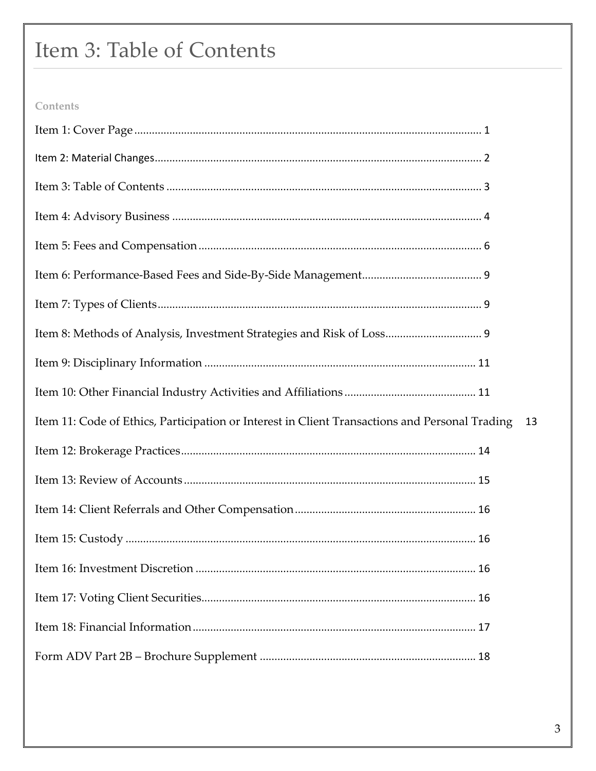# Item 3: Table of Contents

**Contents**

Item 1: Cover Page ........................................................................................................ 1

Item 2: Material Changes ................................................................................................. 2

Item 3: Table of Contents ................................................................................................ 3

Item 4: Advisory Business ............................................................................................... 4

Item 5: Fees and Compensation ....................................................................................... 6

Item 6: Performance-Based Fees and Side-By-Side Management .................................. 9

Item 7: Types of Clients ................................................................................................... 9

Item 8: Methods of Analysis, Investment Strategies and Risk of Loss ............................ 9

Item 9: Disciplinary Information ..................................................................................... 11

Item 10: Other Financial Industry Activities and Affiliations .......................................... 11

Item 11: Code of Ethics, Participation or Interest in Client Transactions and Personal Trading 13

Item 12: Brokerage Practices .......................................................................................... 14

Item 13: Review of Accounts .......................................................................................... 15

Item 14: Client Referrals and Other Compensation ........................................................ 16

Item 15: Custody ............................................................................................................. 16

Item 16: Investment Discretion ....................................................................................... 16

Item 17: Voting Client Securities ..................................................................................... 16

Item 18: Financial Information ........................................................................................ 17

Form ADV Part 2B – Brochure Supplement .................................................................... 18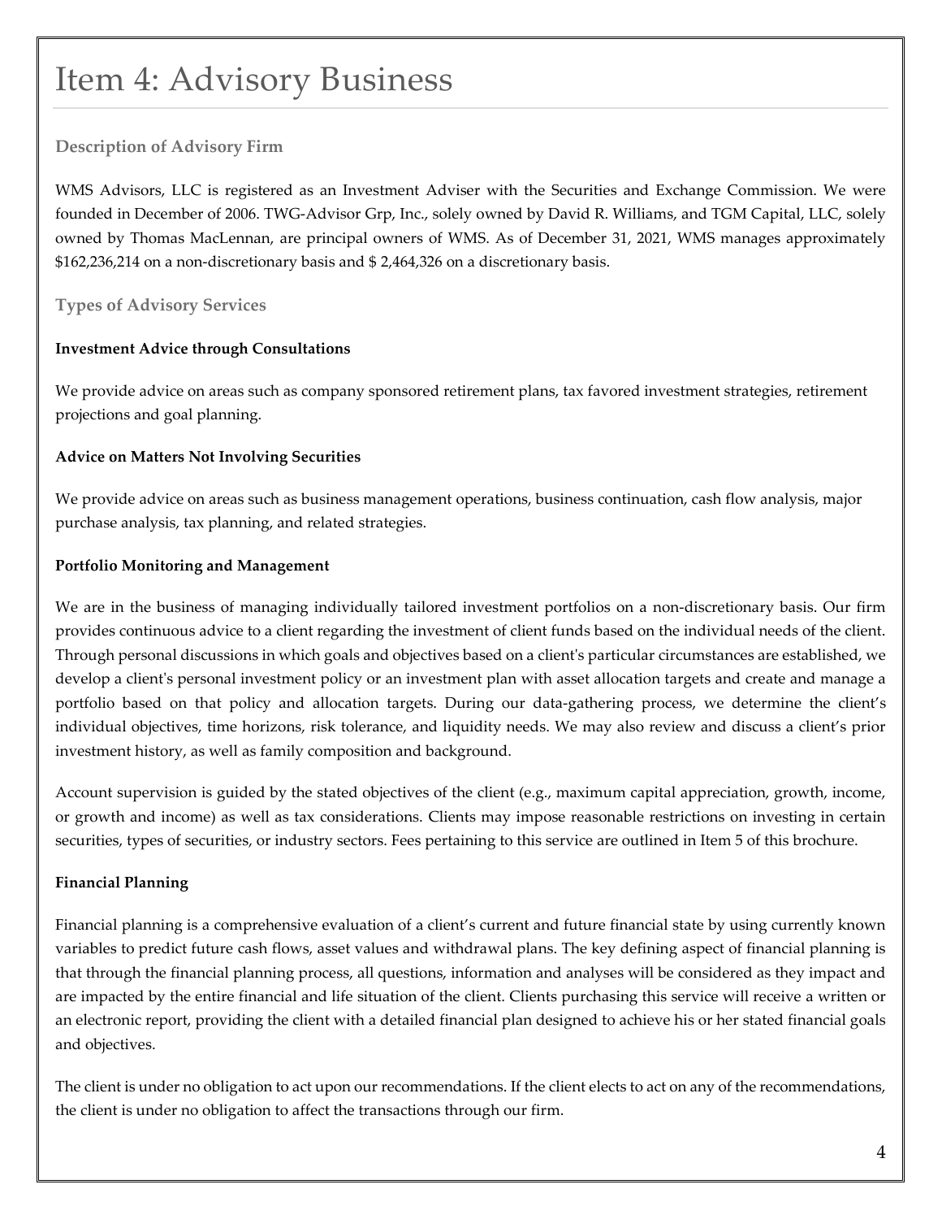# Item 4: Advisory Business

### Description of Advisory Firm

WMS Advisors, LLC is registered as an Investment Adviser with the Securities and Exchange Commission. We were founded in December of 2006. TWG-Advisor Grp, Inc., solely owned by David R. Williams, and TGM Capital, LLC, solely owned by Thomas MacLennan, are principal owners of WMS. As of December 31, 2021, WMS manages approximately $162,236,214 on a non-discretionary basis and $ 2,464,326 on a discretionary basis.

### Types of Advisory Services

**Investment Advice through Consultations**

We provide advice on areas such as company sponsored retirement plans, tax favored investment strategies, retirement projections and goal planning.

**Advice on Matters Not Involving Securities**

We provide advice on areas such as business management operations, business continuation, cash flow analysis, major purchase analysis, tax planning, and related strategies.

**Portfolio Monitoring and Management**

We are in the business of managing individually tailored investment portfolios on a non-discretionary basis. Our firm provides continuous advice to a client regarding the investment of client funds based on the individual needs of the client. Through personal discussions in which goals and objectives based on a client's particular circumstances are established, we develop a client's personal investment policy or an investment plan with asset allocation targets and create and manage a portfolio based on that policy and allocation targets. During our data-gathering process, we determine the client's individual objectives, time horizons, risk tolerance, and liquidity needs. We may also review and discuss a client's prior investment history, as well as family composition and background.

Account supervision is guided by the stated objectives of the client (e.g., maximum capital appreciation, growth, income, or growth and income) as well as tax considerations. Clients may impose reasonable restrictions on investing in certain securities, types of securities, or industry sectors. Fees pertaining to this service are outlined in Item 5 of this brochure.

**Financial Planning**

Financial planning is a comprehensive evaluation of a client's current and future financial state by using currently known variables to predict future cash flows, asset values and withdrawal plans. The key defining aspect of financial planning is that through the financial planning process, all questions, information and analyses will be considered as they impact and are impacted by the entire financial and life situation of the client. Clients purchasing this service will receive a written or an electronic report, providing the client with a detailed financial plan designed to achieve his or her stated financial goals and objectives.

The client is under no obligation to act upon our recommendations. If the client elects to act on any of the recommendations, the client is under no obligation to affect the transactions through our firm.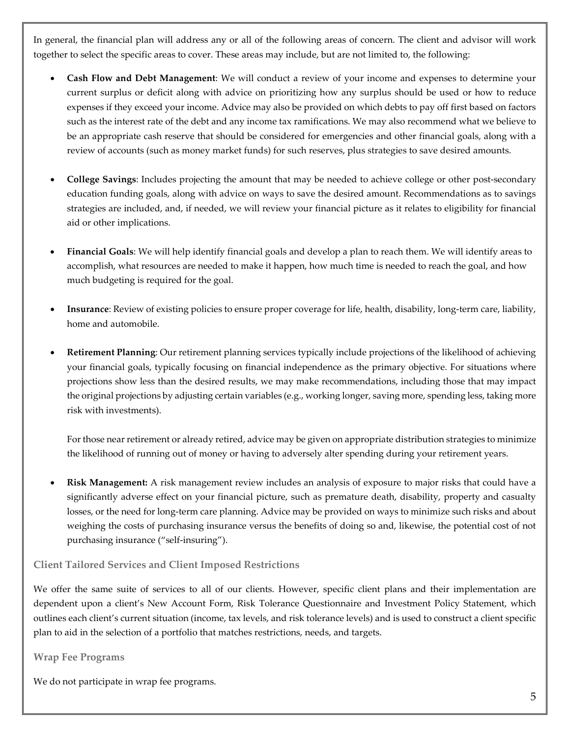In general, the financial plan will address any or all of the following areas of concern. The client and advisor will work together to select the specific areas to cover. These areas may include, but are not limited to, the following:

- **Cash Flow and Debt Management**: We will conduct a review of your income and expenses to determine your current surplus or deficit along with advice on prioritizing how any surplus should be used or how to reduce expenses if they exceed your income. Advice may also be provided on which debts to pay off first based on factors such as the interest rate of the debt and any income tax ramifications. We may also recommend what we believe to be an appropriate cash reserve that should be considered for emergencies and other financial goals, along with a review of accounts (such as money market funds) for such reserves, plus strategies to save desired amounts.

- **College Savings**: Includes projecting the amount that may be needed to achieve college or other post-secondary education funding goals, along with advice on ways to save the desired amount. Recommendations as to savings strategies are included, and, if needed, we will review your financial picture as it relates to eligibility for financial aid or other implications.

- **Financial Goals**: We will help identify financial goals and develop a plan to reach them. We will identify areas to accomplish, what resources are needed to make it happen, how much time is needed to reach the goal, and how much budgeting is required for the goal.

- **Insurance**: Review of existing policies to ensure proper coverage for life, health, disability, long-term care, liability, home and automobile.

- **Retirement Planning**: Our retirement planning services typically include projections of the likelihood of achieving your financial goals, typically focusing on financial independence as the primary objective. For situations where projections show less than the desired results, we may make recommendations, including those that may impact the original projections by adjusting certain variables (e.g., working longer, saving more, spending less, taking more risk with investments).

  For those near retirement or already retired, advice may be given on appropriate distribution strategies to minimize the likelihood of running out of money or having to adversely alter spending during your retirement years.

- **Risk Management:** A risk management review includes an analysis of exposure to major risks that could have a significantly adverse effect on your financial picture, such as premature death, disability, property and casualty losses, or the need for long-term care planning. Advice may be provided on ways to minimize such risks and about weighing the costs of purchasing insurance versus the benefits of doing so and, likewise, the potential cost of not purchasing insurance ("self-insuring").

### Client Tailored Services and Client Imposed Restrictions

We offer the same suite of services to all of our clients. However, specific client plans and their implementation are dependent upon a client's New Account Form, Risk Tolerance Questionnaire and Investment Policy Statement, which outlines each client's current situation (income, tax levels, and risk tolerance levels) and is used to construct a client specific plan to aid in the selection of a portfolio that matches restrictions, needs, and targets.

### Wrap Fee Programs

We do not participate in wrap fee programs.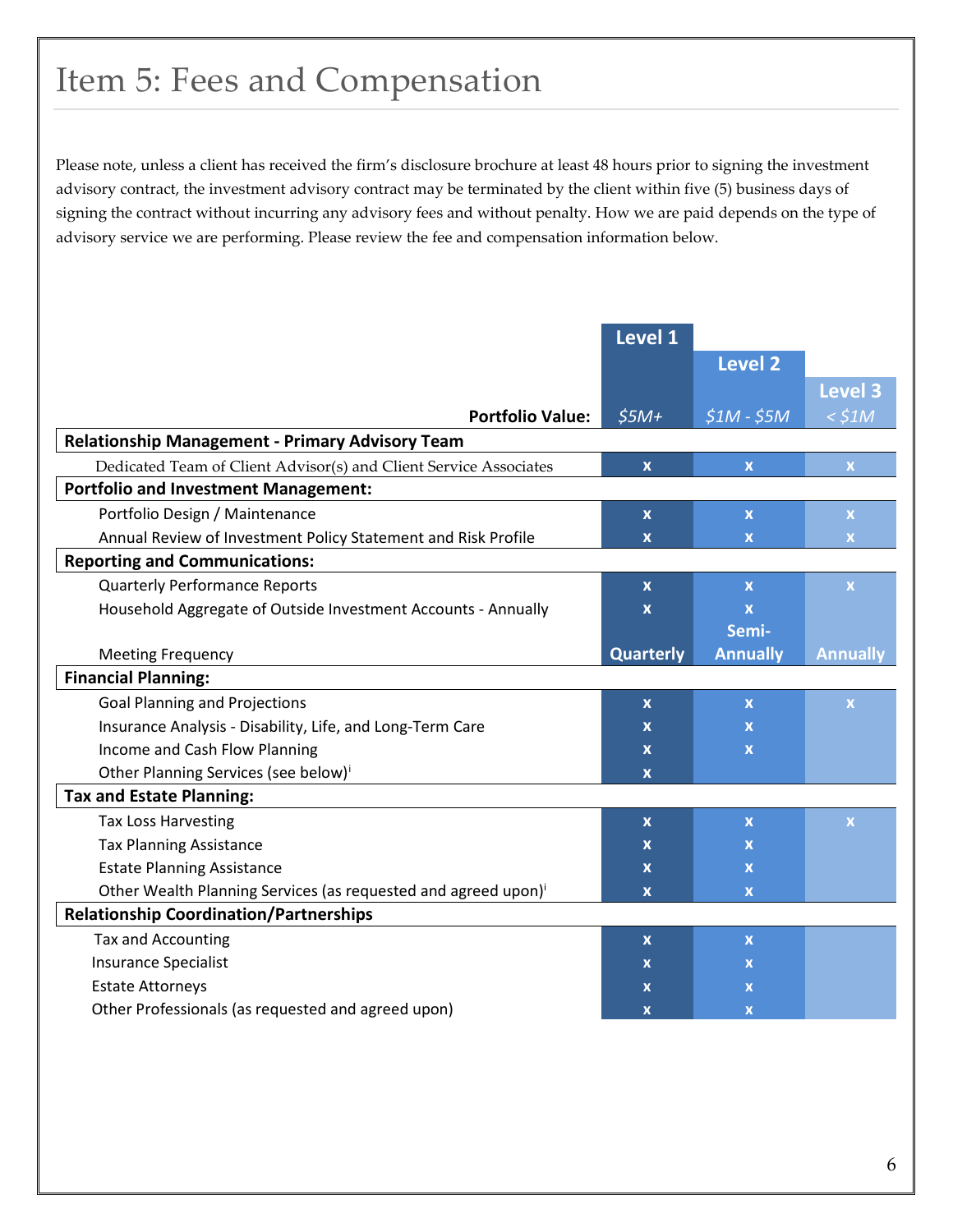# Item 5: Fees and Compensation

Please note, unless a client has received the firm's disclosure brochure at least 48 hours prior to signing the investment advisory contract, the investment advisory contract may be terminated by the client within five (5) business days of signing the contract without incurring any advisory fees and without penalty. How we are paid depends on the type of advisory service we are performing. Please review the fee and compensation information below.

| | Level 1 | Level 2 | Level 3 |
|---|---|---|---|
| **Portfolio Value:** | *$5M+* | *$1M - $5M* | *< $1M* |
| **Relationship Management - Primary Advisory Team** | | | |
| Dedicated Team of Client Advisor(s) and Client Service Associates | x | x | x |
| **Portfolio and Investment Management:** | | | |
| Portfolio Design / Maintenance | x | x | x |
| Annual Review of Investment Policy Statement and Risk Profile | x | x | x |
| **Reporting and Communications:** | | | |
| Quarterly Performance Reports | x | x | x |
| Household Aggregate of Outside Investment Accounts - Annually | x | x | |
| Meeting Frequency | Quarterly | Semi-Annually | Annually |
| **Financial Planning:** | | | |
| Goal Planning and Projections | x | x | x |
| Insurance Analysis - Disability, Life, and Long-Term Care | x | x | |
| Income and Cash Flow Planning | x | x | |
| Other Planning Services (see below)[i] | x | | |
| **Tax and Estate Planning:** | | | |
| Tax Loss Harvesting | x | x | x |
| Tax Planning Assistance | x | x | |
| Estate Planning Assistance | x | x | |
| Other Wealth Planning Services (as requested and agreed upon)[i] | x | x | |
| **Relationship Coordination/Partnerships** | | | |
| Tax and Accounting | x | x | |
| Insurance Specialist | x | x | |
| Estate Attorneys | x | x | |
| Other Professionals (as requested and agreed upon) | x | x | |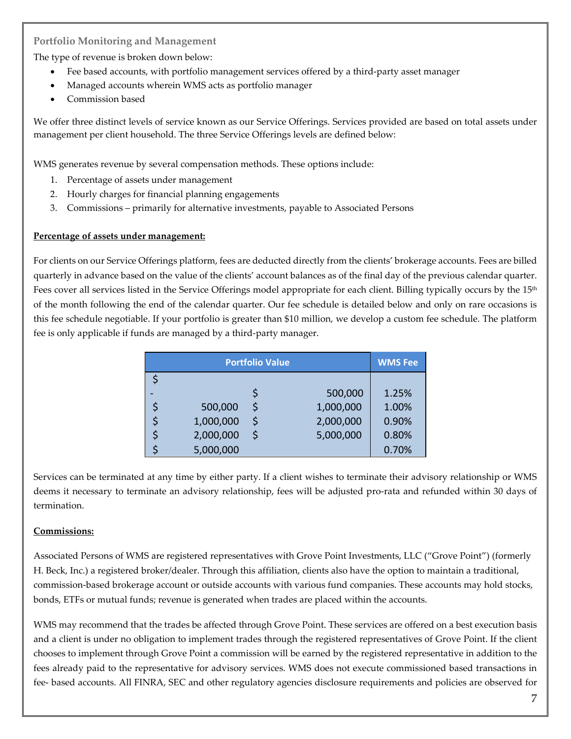### Portfolio Monitoring and Management

The type of revenue is broken down below:

- Fee based accounts, with portfolio management services offered by a third-party asset manager
- Managed accounts wherein WMS acts as portfolio manager
- Commission based

We offer three distinct levels of service known as our Service Offerings. Services provided are based on total assets under management per client household. The three Service Offerings levels are defined below:

WMS generates revenue by several compensation methods. These options include:

1. Percentage of assets under management
2. Hourly charges for financial planning engagements
3. Commissions – primarily for alternative investments, payable to Associated Persons

**Percentage of assets under management:**

For clients on our Service Offerings platform, fees are deducted directly from the clients' brokerage accounts. Fees are billed quarterly in advance based on the value of the clients' account balances as of the final day of the previous calendar quarter. Fees cover all services listed in the Service Offerings model appropriate for each client. Billing typically occurs by the 15th of the month following the end of the calendar quarter. Our fee schedule is detailed below and only on rare occasions is this fee schedule negotiable. If your portfolio is greater than $10 million, we develop a custom fee schedule. The platform fee is only applicable if funds are managed by a third-party manager.

| Portfolio Value | | WMS Fee |
|---|---|---|
| $ - | $ 500,000 | 1.25% |
| $ 500,000 | $ 1,000,000 | 1.00% |
| $ 1,000,000 | $ 2,000,000 | 0.90% |
| $ 2,000,000 | $ 5,000,000 | 0.80% |
| $ 5,000,000 | | 0.70% |

Services can be terminated at any time by either party. If a client wishes to terminate their advisory relationship or WMS deems it necessary to terminate an advisory relationship, fees will be adjusted pro-rata and refunded within 30 days of termination.

**Commissions:**

Associated Persons of WMS are registered representatives with Grove Point Investments, LLC ("Grove Point") (formerly H. Beck, Inc.) a registered broker/dealer. Through this affiliation, clients also have the option to maintain a traditional, commission-based brokerage account or outside accounts with various fund companies. These accounts may hold stocks, bonds, ETFs or mutual funds; revenue is generated when trades are placed within the accounts.

WMS may recommend that the trades be affected through Grove Point. These services are offered on a best execution basis and a client is under no obligation to implement trades through the registered representatives of Grove Point. If the client chooses to implement through Grove Point a commission will be earned by the registered representative in addition to the fees already paid to the representative for advisory services. WMS does not execute commissioned based transactions in fee- based accounts. All FINRA, SEC and other regulatory agencies disclosure requirements and policies are observed for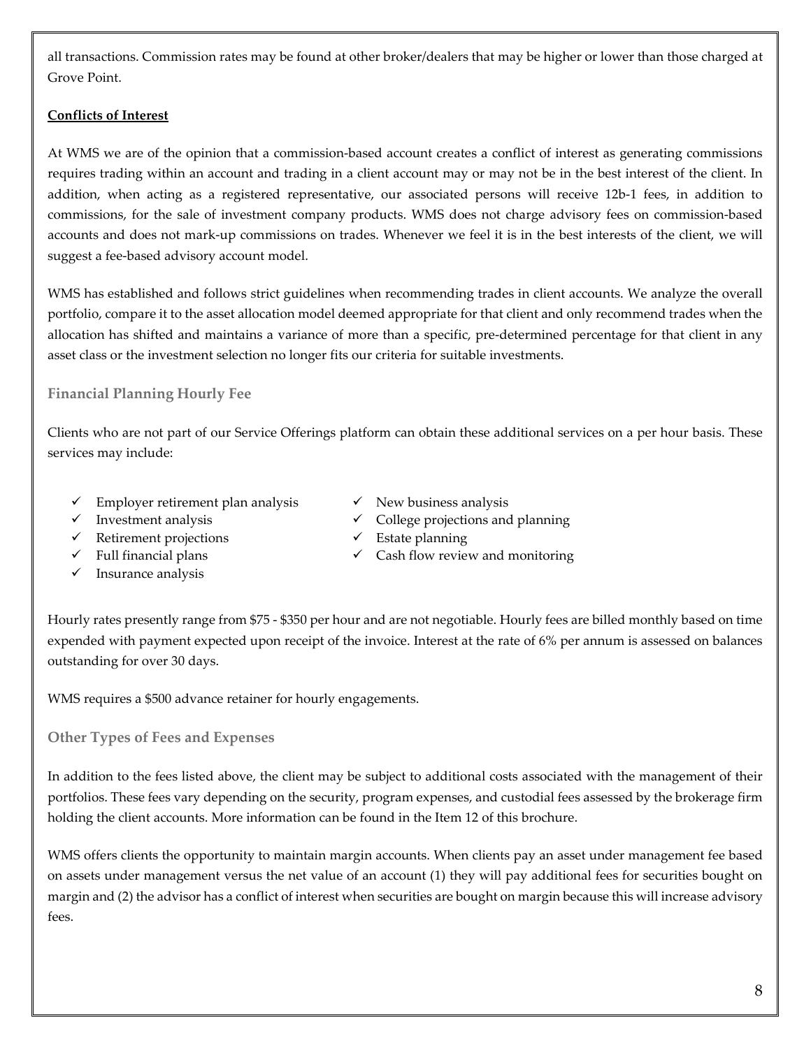all transactions. Commission rates may be found at other broker/dealers that may be higher or lower than those charged at Grove Point.

**Conflicts of Interest**

At WMS we are of the opinion that a commission-based account creates a conflict of interest as generating commissions requires trading within an account and trading in a client account may or may not be in the best interest of the client. In addition, when acting as a registered representative, our associated persons will receive 12b-1 fees, in addition to commissions, for the sale of investment company products. WMS does not charge advisory fees on commission-based accounts and does not mark-up commissions on trades. Whenever we feel it is in the best interests of the client, we will suggest a fee-based advisory account model.

WMS has established and follows strict guidelines when recommending trades in client accounts. We analyze the overall portfolio, compare it to the asset allocation model deemed appropriate for that client and only recommend trades when the allocation has shifted and maintains a variance of more than a specific, pre-determined percentage for that client in any asset class or the investment selection no longer fits our criteria for suitable investments.

### Financial Planning Hourly Fee

Clients who are not part of our Service Offerings platform can obtain these additional services on a per hour basis. These services may include:

- ✓ Employer retirement plan analysis
- ✓ Investment analysis
- ✓ Retirement projections
- ✓ Full financial plans
- ✓ Insurance analysis
- ✓ New business analysis
- ✓ College projections and planning
- ✓ Estate planning
- ✓ Cash flow review and monitoring

Hourly rates presently range from $75 - $350 per hour and are not negotiable. Hourly fees are billed monthly based on time expended with payment expected upon receipt of the invoice. Interest at the rate of 6% per annum is assessed on balances outstanding for over 30 days.

WMS requires a $500 advance retainer for hourly engagements.

### Other Types of Fees and Expenses

In addition to the fees listed above, the client may be subject to additional costs associated with the management of their portfolios. These fees vary depending on the security, program expenses, and custodial fees assessed by the brokerage firm holding the client accounts. More information can be found in the Item 12 of this brochure.

WMS offers clients the opportunity to maintain margin accounts. When clients pay an asset under management fee based on assets under management versus the net value of an account (1) they will pay additional fees for securities bought on margin and (2) the advisor has a conflict of interest when securities are bought on margin because this will increase advisory fees.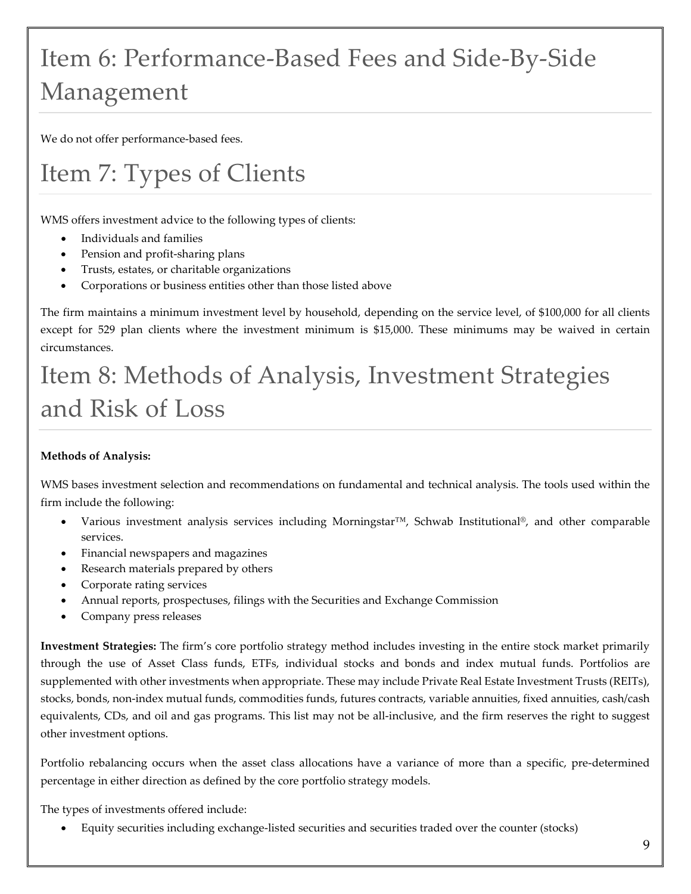# Item 6: Performance-Based Fees and Side-By-Side Management

We do not offer performance-based fees.

# Item 7: Types of Clients

WMS offers investment advice to the following types of clients:

- Individuals and families
- Pension and profit-sharing plans
- Trusts, estates, or charitable organizations
- Corporations or business entities other than those listed above

The firm maintains a minimum investment level by household, depending on the service level, of $100,000 for all clients except for 529 plan clients where the investment minimum is $15,000. These minimums may be waived in certain circumstances.

# Item 8: Methods of Analysis, Investment Strategies and Risk of Loss

**Methods of Analysis:**

WMS bases investment selection and recommendations on fundamental and technical analysis. The tools used within the firm include the following:

- Various investment analysis services including Morningstar™, Schwab Institutional®, and other comparable services.
- Financial newspapers and magazines
- Research materials prepared by others
- Corporate rating services
- Annual reports, prospectuses, filings with the Securities and Exchange Commission
- Company press releases

**Investment Strategies:** The firm's core portfolio strategy method includes investing in the entire stock market primarily through the use of Asset Class funds, ETFs, individual stocks and bonds and index mutual funds. Portfolios are supplemented with other investments when appropriate. These may include Private Real Estate Investment Trusts (REITs), stocks, bonds, non-index mutual funds, commodities funds, futures contracts, variable annuities, fixed annuities, cash/cash equivalents, CDs, and oil and gas programs. This list may not be all-inclusive, and the firm reserves the right to suggest other investment options.

Portfolio rebalancing occurs when the asset class allocations have a variance of more than a specific, pre-determined percentage in either direction as defined by the core portfolio strategy models.

The types of investments offered include:

- Equity securities including exchange-listed securities and securities traded over the counter (stocks)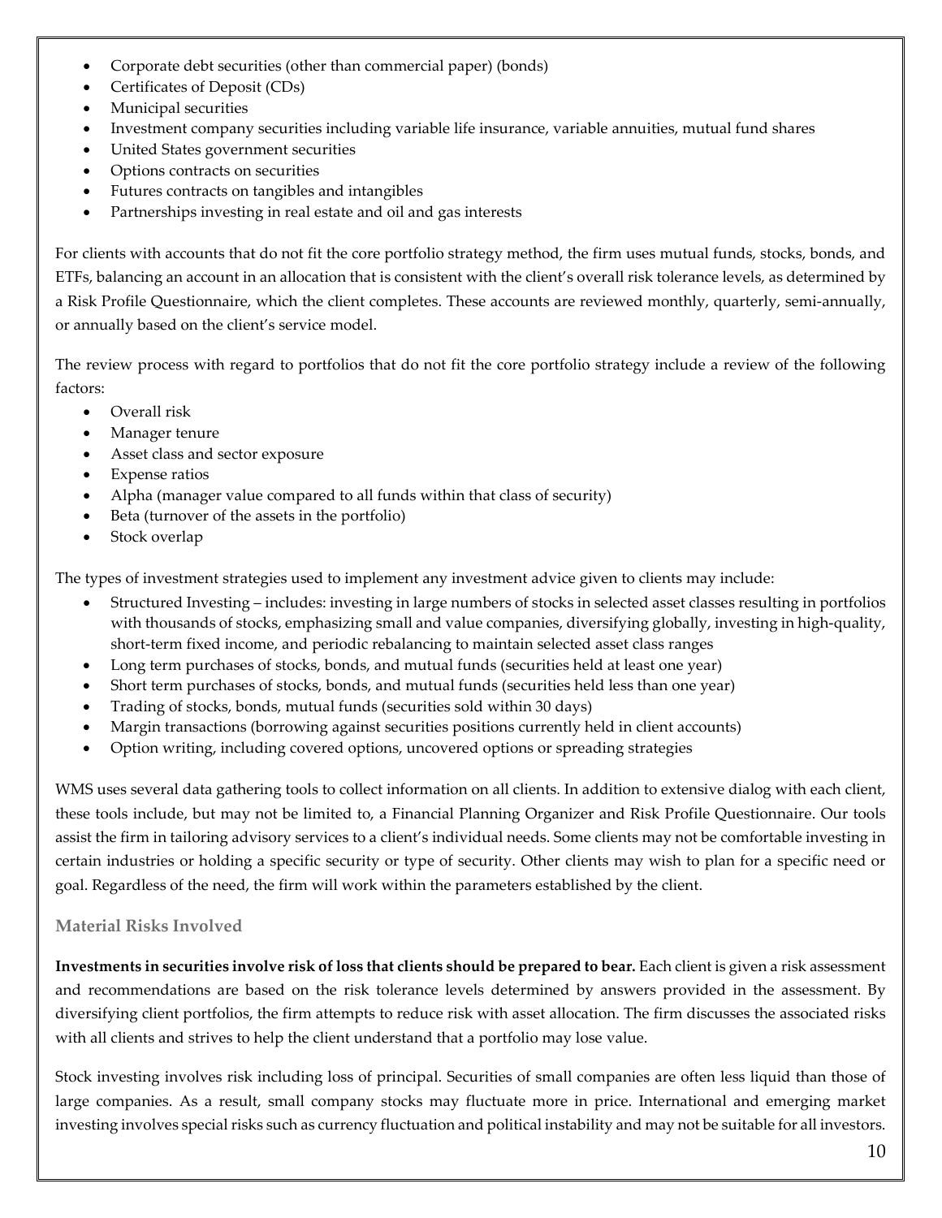- Corporate debt securities (other than commercial paper) (bonds)
- Certificates of Deposit (CDs)
- Municipal securities
- Investment company securities including variable life insurance, variable annuities, mutual fund shares
- United States government securities
- Options contracts on securities
- Futures contracts on tangibles and intangibles
- Partnerships investing in real estate and oil and gas interests

For clients with accounts that do not fit the core portfolio strategy method, the firm uses mutual funds, stocks, bonds, and ETFs, balancing an account in an allocation that is consistent with the client's overall risk tolerance levels, as determined by a Risk Profile Questionnaire, which the client completes. These accounts are reviewed monthly, quarterly, semi-annually, or annually based on the client's service model.

The review process with regard to portfolios that do not fit the core portfolio strategy include a review of the following factors:

- Overall risk
- Manager tenure
- Asset class and sector exposure
- Expense ratios
- Alpha (manager value compared to all funds within that class of security)
- Beta (turnover of the assets in the portfolio)
- Stock overlap

The types of investment strategies used to implement any investment advice given to clients may include:

- Structured Investing – includes: investing in large numbers of stocks in selected asset classes resulting in portfolios with thousands of stocks, emphasizing small and value companies, diversifying globally, investing in high-quality, short-term fixed income, and periodic rebalancing to maintain selected asset class ranges
- Long term purchases of stocks, bonds, and mutual funds (securities held at least one year)
- Short term purchases of stocks, bonds, and mutual funds (securities held less than one year)
- Trading of stocks, bonds, mutual funds (securities sold within 30 days)
- Margin transactions (borrowing against securities positions currently held in client accounts)
- Option writing, including covered options, uncovered options or spreading strategies

WMS uses several data gathering tools to collect information on all clients. In addition to extensive dialog with each client, these tools include, but may not be limited to, a Financial Planning Organizer and Risk Profile Questionnaire. Our tools assist the firm in tailoring advisory services to a client's individual needs. Some clients may not be comfortable investing in certain industries or holding a specific security or type of security. Other clients may wish to plan for a specific need or goal. Regardless of the need, the firm will work within the parameters established by the client.

### Material Risks Involved

**Investments in securities involve risk of loss that clients should be prepared to bear.** Each client is given a risk assessment and recommendations are based on the risk tolerance levels determined by answers provided in the assessment. By diversifying client portfolios, the firm attempts to reduce risk with asset allocation. The firm discusses the associated risks with all clients and strives to help the client understand that a portfolio may lose value.

Stock investing involves risk including loss of principal. Securities of small companies are often less liquid than those of large companies. As a result, small company stocks may fluctuate more in price. International and emerging market investing involves special risks such as currency fluctuation and political instability and may not be suitable for all investors.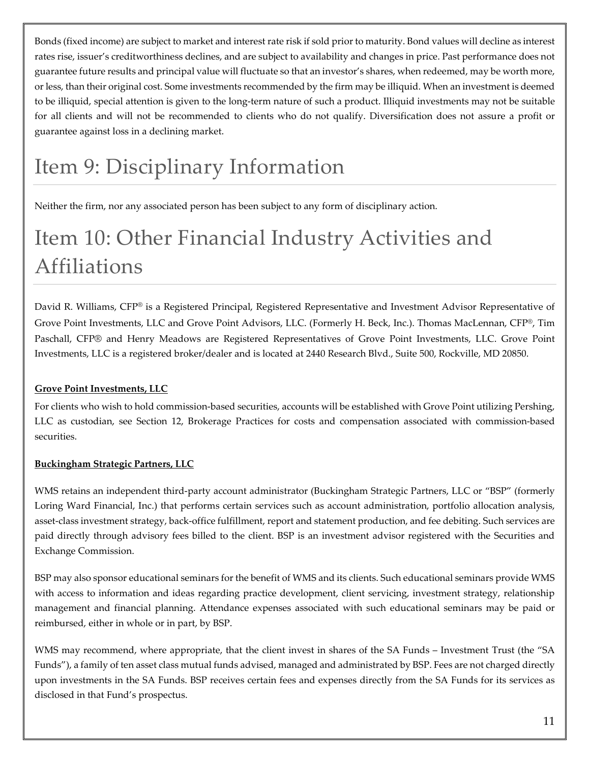Bonds (fixed income) are subject to market and interest rate risk if sold prior to maturity. Bond values will decline as interest rates rise, issuer's creditworthiness declines, and are subject to availability and changes in price. Past performance does not guarantee future results and principal value will fluctuate so that an investor's shares, when redeemed, may be worth more, or less, than their original cost. Some investments recommended by the firm may be illiquid. When an investment is deemed to be illiquid, special attention is given to the long-term nature of such a product. Illiquid investments may not be suitable for all clients and will not be recommended to clients who do not qualify. Diversification does not assure a profit or guarantee against loss in a declining market.

# Item 9: Disciplinary Information

Neither the firm, nor any associated person has been subject to any form of disciplinary action.

# Item 10: Other Financial Industry Activities and Affiliations

David R. Williams, CFP® is a Registered Principal, Registered Representative and Investment Advisor Representative of Grove Point Investments, LLC and Grove Point Advisors, LLC. (Formerly H. Beck, Inc.). Thomas MacLennan, CFP®, Tim Paschall, CFP® and Henry Meadows are Registered Representatives of Grove Point Investments, LLC. Grove Point Investments, LLC is a registered broker/dealer and is located at 2440 Research Blvd., Suite 500, Rockville, MD 20850.

**Grove Point Investments, LLC**

For clients who wish to hold commission-based securities, accounts will be established with Grove Point utilizing Pershing, LLC as custodian, see Section 12, Brokerage Practices for costs and compensation associated with commission-based securities.

**Buckingham Strategic Partners, LLC**

WMS retains an independent third-party account administrator (Buckingham Strategic Partners, LLC or "BSP" (formerly Loring Ward Financial, Inc.) that performs certain services such as account administration, portfolio allocation analysis, asset-class investment strategy, back-office fulfillment, report and statement production, and fee debiting. Such services are paid directly through advisory fees billed to the client. BSP is an investment advisor registered with the Securities and Exchange Commission.

BSP may also sponsor educational seminars for the benefit of WMS and its clients. Such educational seminars provide WMS with access to information and ideas regarding practice development, client servicing, investment strategy, relationship management and financial planning. Attendance expenses associated with such educational seminars may be paid or reimbursed, either in whole or in part, by BSP.

WMS may recommend, where appropriate, that the client invest in shares of the SA Funds – Investment Trust (the "SA Funds"), a family of ten asset class mutual funds advised, managed and administrated by BSP. Fees are not charged directly upon investments in the SA Funds. BSP receives certain fees and expenses directly from the SA Funds for its services as disclosed in that Fund's prospectus.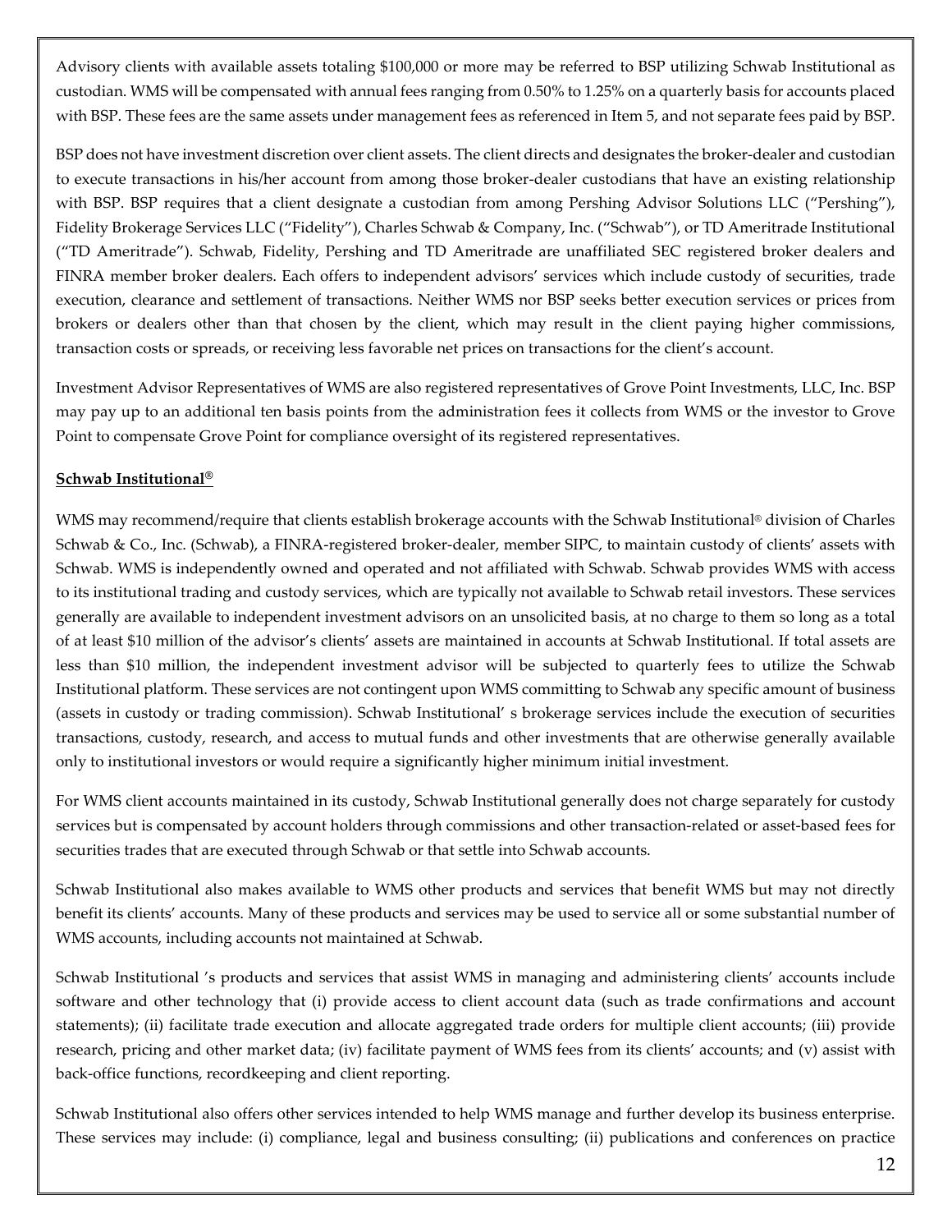Advisory clients with available assets totaling $100,000 or more may be referred to BSP utilizing Schwab Institutional as custodian. WMS will be compensated with annual fees ranging from 0.50% to 1.25% on a quarterly basis for accounts placed with BSP. These fees are the same assets under management fees as referenced in Item 5, and not separate fees paid by BSP.

BSP does not have investment discretion over client assets. The client directs and designates the broker-dealer and custodian to execute transactions in his/her account from among those broker-dealer custodians that have an existing relationship with BSP. BSP requires that a client designate a custodian from among Pershing Advisor Solutions LLC ("Pershing"), Fidelity Brokerage Services LLC ("Fidelity"), Charles Schwab & Company, Inc. ("Schwab"), or TD Ameritrade Institutional ("TD Ameritrade"). Schwab, Fidelity, Pershing and TD Ameritrade are unaffiliated SEC registered broker dealers and FINRA member broker dealers. Each offers to independent advisors' services which include custody of securities, trade execution, clearance and settlement of transactions. Neither WMS nor BSP seeks better execution services or prices from brokers or dealers other than that chosen by the client, which may result in the client paying higher commissions, transaction costs or spreads, or receiving less favorable net prices on transactions for the client's account.

Investment Advisor Representatives of WMS are also registered representatives of Grove Point Investments, LLC, Inc. BSP may pay up to an additional ten basis points from the administration fees it collects from WMS or the investor to Grove Point to compensate Grove Point for compliance oversight of its registered representatives.

**Schwab Institutional®**

WMS may recommend/require that clients establish brokerage accounts with the Schwab Institutional® division of Charles Schwab & Co., Inc. (Schwab), a FINRA-registered broker-dealer, member SIPC, to maintain custody of clients' assets with Schwab. WMS is independently owned and operated and not affiliated with Schwab. Schwab provides WMS with access to its institutional trading and custody services, which are typically not available to Schwab retail investors. These services generally are available to independent investment advisors on an unsolicited basis, at no charge to them so long as a total of at least $10 million of the advisor's clients' assets are maintained in accounts at Schwab Institutional. If total assets are less than $10 million, the independent investment advisor will be subjected to quarterly fees to utilize the Schwab Institutional platform. These services are not contingent upon WMS committing to Schwab any specific amount of business (assets in custody or trading commission). Schwab Institutional' s brokerage services include the execution of securities transactions, custody, research, and access to mutual funds and other investments that are otherwise generally available only to institutional investors or would require a significantly higher minimum initial investment.

For WMS client accounts maintained in its custody, Schwab Institutional generally does not charge separately for custody services but is compensated by account holders through commissions and other transaction-related or asset-based fees for securities trades that are executed through Schwab or that settle into Schwab accounts.

Schwab Institutional also makes available to WMS other products and services that benefit WMS but may not directly benefit its clients' accounts. Many of these products and services may be used to service all or some substantial number of WMS accounts, including accounts not maintained at Schwab.

Schwab Institutional 's products and services that assist WMS in managing and administering clients' accounts include software and other technology that (i) provide access to client account data (such as trade confirmations and account statements); (ii) facilitate trade execution and allocate aggregated trade orders for multiple client accounts; (iii) provide research, pricing and other market data; (iv) facilitate payment of WMS fees from its clients' accounts; and (v) assist with back-office functions, recordkeeping and client reporting.

Schwab Institutional also offers other services intended to help WMS manage and further develop its business enterprise. These services may include: (i) compliance, legal and business consulting; (ii) publications and conferences on practice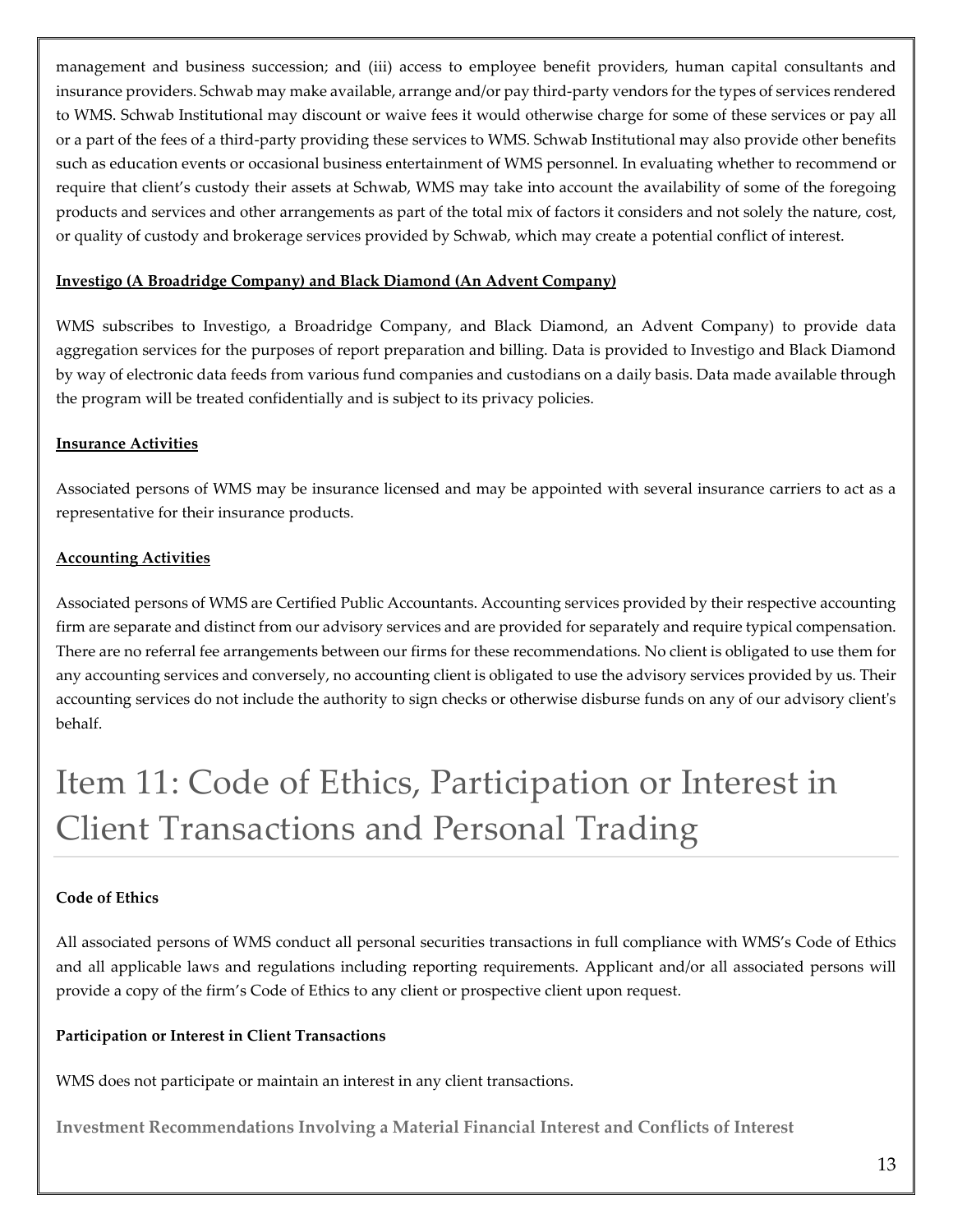management and business succession; and (iii) access to employee benefit providers, human capital consultants and insurance providers. Schwab may make available, arrange and/or pay third-party vendors for the types of services rendered to WMS. Schwab Institutional may discount or waive fees it would otherwise charge for some of these services or pay all or a part of the fees of a third-party providing these services to WMS. Schwab Institutional may also provide other benefits such as education events or occasional business entertainment of WMS personnel. In evaluating whether to recommend or require that client's custody their assets at Schwab, WMS may take into account the availability of some of the foregoing products and services and other arrangements as part of the total mix of factors it considers and not solely the nature, cost, or quality of custody and brokerage services provided by Schwab, which may create a potential conflict of interest.

**Investigo (A Broadridge Company) and Black Diamond (An Advent Company)**

WMS subscribes to Investigo, a Broadridge Company, and Black Diamond, an Advent Company) to provide data aggregation services for the purposes of report preparation and billing. Data is provided to Investigo and Black Diamond by way of electronic data feeds from various fund companies and custodians on a daily basis. Data made available through the program will be treated confidentially and is subject to its privacy policies.

**Insurance Activities**

Associated persons of WMS may be insurance licensed and may be appointed with several insurance carriers to act as a representative for their insurance products.

**Accounting Activities**

Associated persons of WMS are Certified Public Accountants. Accounting services provided by their respective accounting firm are separate and distinct from our advisory services and are provided for separately and require typical compensation. There are no referral fee arrangements between our firms for these recommendations. No client is obligated to use them for any accounting services and conversely, no accounting client is obligated to use the advisory services provided by us. Their accounting services do not include the authority to sign checks or otherwise disburse funds on any of our advisory client's behalf.

# Item 11: Code of Ethics, Participation or Interest in Client Transactions and Personal Trading

**Code of Ethics**

All associated persons of WMS conduct all personal securities transactions in full compliance with WMS's Code of Ethics and all applicable laws and regulations including reporting requirements. Applicant and/or all associated persons will provide a copy of the firm's Code of Ethics to any client or prospective client upon request.

**Participation or Interest in Client Transactions**

WMS does not participate or maintain an interest in any client transactions.

**Investment Recommendations Involving a Material Financial Interest and Conflicts of Interest**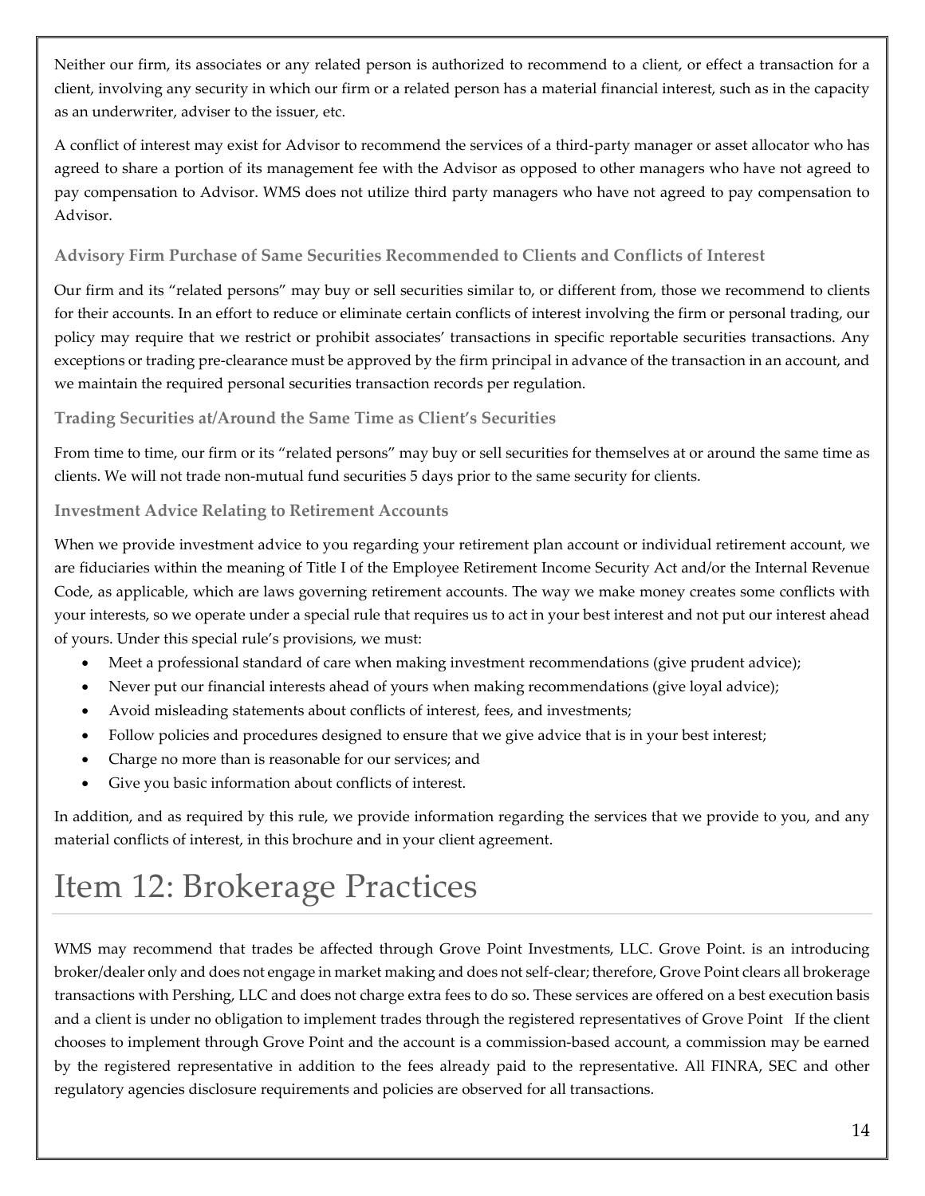Neither our firm, its associates or any related person is authorized to recommend to a client, or effect a transaction for a client, involving any security in which our firm or a related person has a material financial interest, such as in the capacity as an underwriter, adviser to the issuer, etc.

A conflict of interest may exist for Advisor to recommend the services of a third-party manager or asset allocator who has agreed to share a portion of its management fee with the Advisor as opposed to other managers who have not agreed to pay compensation to Advisor. WMS does not utilize third party managers who have not agreed to pay compensation to Advisor.

### Advisory Firm Purchase of Same Securities Recommended to Clients and Conflicts of Interest

Our firm and its "related persons" may buy or sell securities similar to, or different from, those we recommend to clients for their accounts. In an effort to reduce or eliminate certain conflicts of interest involving the firm or personal trading, our policy may require that we restrict or prohibit associates' transactions in specific reportable securities transactions. Any exceptions or trading pre-clearance must be approved by the firm principal in advance of the transaction in an account, and we maintain the required personal securities transaction records per regulation.

### Trading Securities at/Around the Same Time as Client's Securities

From time to time, our firm or its "related persons" may buy or sell securities for themselves at or around the same time as clients. We will not trade non-mutual fund securities 5 days prior to the same security for clients.

### Investment Advice Relating to Retirement Accounts

When we provide investment advice to you regarding your retirement plan account or individual retirement account, we are fiduciaries within the meaning of Title I of the Employee Retirement Income Security Act and/or the Internal Revenue Code, as applicable, which are laws governing retirement accounts. The way we make money creates some conflicts with your interests, so we operate under a special rule that requires us to act in your best interest and not put our interest ahead of yours. Under this special rule's provisions, we must:

- Meet a professional standard of care when making investment recommendations (give prudent advice);
- Never put our financial interests ahead of yours when making recommendations (give loyal advice);
- Avoid misleading statements about conflicts of interest, fees, and investments;
- Follow policies and procedures designed to ensure that we give advice that is in your best interest;
- Charge no more than is reasonable for our services; and
- Give you basic information about conflicts of interest.

In addition, and as required by this rule, we provide information regarding the services that we provide to you, and any material conflicts of interest, in this brochure and in your client agreement.

# Item 12: Brokerage Practices

WMS may recommend that trades be affected through Grove Point Investments, LLC. Grove Point. is an introducing broker/dealer only and does not engage in market making and does not self-clear; therefore, Grove Point clears all brokerage transactions with Pershing, LLC and does not charge extra fees to do so. These services are offered on a best execution basis and a client is under no obligation to implement trades through the registered representatives of Grove Point If the client chooses to implement through Grove Point and the account is a commission-based account, a commission may be earned by the registered representative in addition to the fees already paid to the representative. All FINRA, SEC and other regulatory agencies disclosure requirements and policies are observed for all transactions.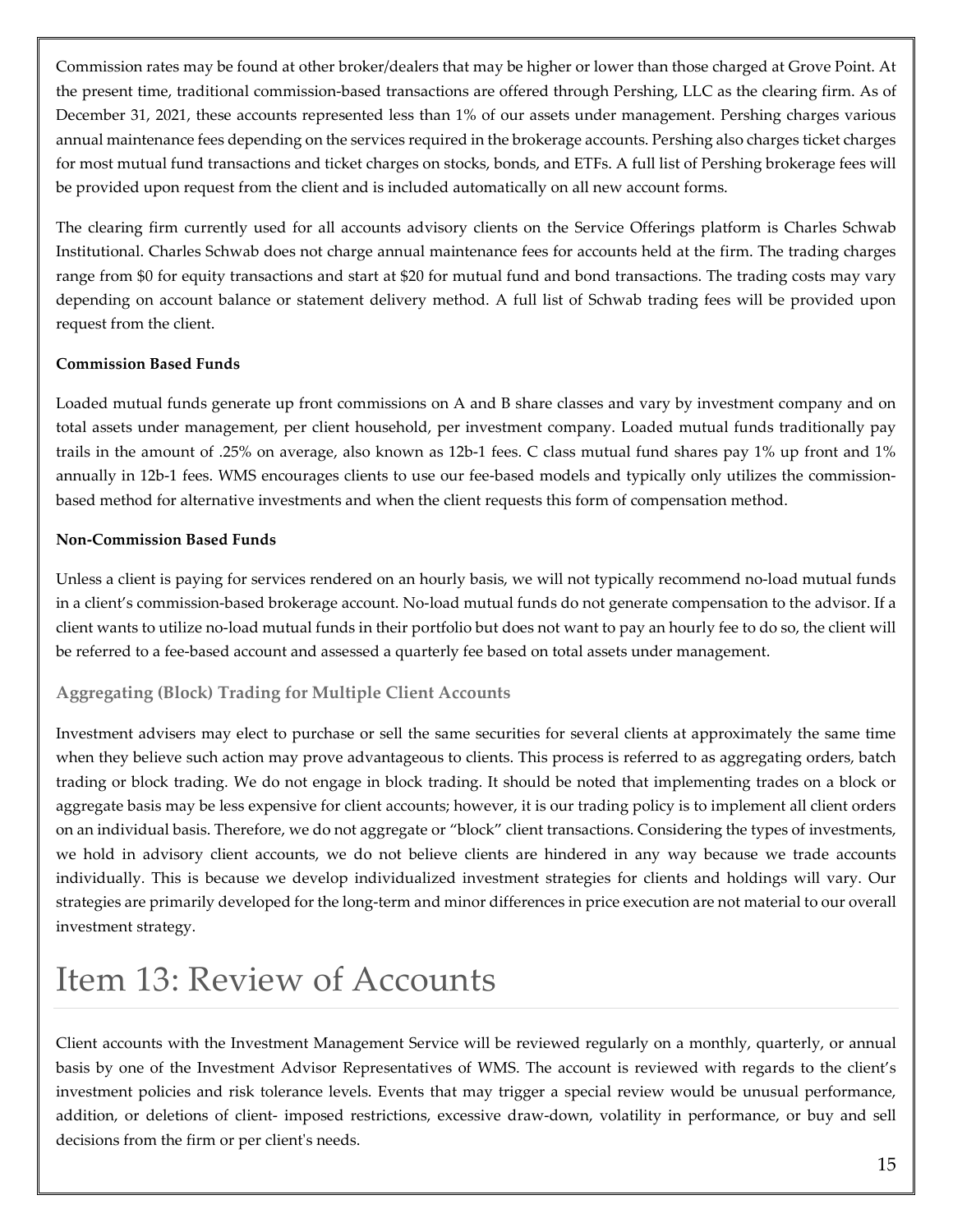Commission rates may be found at other broker/dealers that may be higher or lower than those charged at Grove Point. At the present time, traditional commission-based transactions are offered through Pershing, LLC as the clearing firm. As of December 31, 2021, these accounts represented less than 1% of our assets under management. Pershing charges various annual maintenance fees depending on the services required in the brokerage accounts. Pershing also charges ticket charges for most mutual fund transactions and ticket charges on stocks, bonds, and ETFs. A full list of Pershing brokerage fees will be provided upon request from the client and is included automatically on all new account forms.

The clearing firm currently used for all accounts advisory clients on the Service Offerings platform is Charles Schwab Institutional. Charles Schwab does not charge annual maintenance fees for accounts held at the firm. The trading charges range from $0 for equity transactions and start at $20 for mutual fund and bond transactions. The trading costs may vary depending on account balance or statement delivery method. A full list of Schwab trading fees will be provided upon request from the client.

**Commission Based Funds**

Loaded mutual funds generate up front commissions on A and B share classes and vary by investment company and on total assets under management, per client household, per investment company. Loaded mutual funds traditionally pay trails in the amount of .25% on average, also known as 12b-1 fees. C class mutual fund shares pay 1% up front and 1% annually in 12b-1 fees. WMS encourages clients to use our fee-based models and typically only utilizes the commission-based method for alternative investments and when the client requests this form of compensation method.

**Non-Commission Based Funds**

Unless a client is paying for services rendered on an hourly basis, we will not typically recommend no-load mutual funds in a client's commission-based brokerage account. No-load mutual funds do not generate compensation to the advisor. If a client wants to utilize no-load mutual funds in their portfolio but does not want to pay an hourly fee to do so, the client will be referred to a fee-based account and assessed a quarterly fee based on total assets under management.

### Aggregating (Block) Trading for Multiple Client Accounts

Investment advisers may elect to purchase or sell the same securities for several clients at approximately the same time when they believe such action may prove advantageous to clients. This process is referred to as aggregating orders, batch trading or block trading. We do not engage in block trading. It should be noted that implementing trades on a block or aggregate basis may be less expensive for client accounts; however, it is our trading policy is to implement all client orders on an individual basis. Therefore, we do not aggregate or "block" client transactions. Considering the types of investments, we hold in advisory client accounts, we do not believe clients are hindered in any way because we trade accounts individually. This is because we develop individualized investment strategies for clients and holdings will vary. Our strategies are primarily developed for the long-term and minor differences in price execution are not material to our overall investment strategy.

# Item 13: Review of Accounts

Client accounts with the Investment Management Service will be reviewed regularly on a monthly, quarterly, or annual basis by one of the Investment Advisor Representatives of WMS. The account is reviewed with regards to the client's investment policies and risk tolerance levels. Events that may trigger a special review would be unusual performance, addition, or deletions of client- imposed restrictions, excessive draw-down, volatility in performance, or buy and sell decisions from the firm or per client's needs.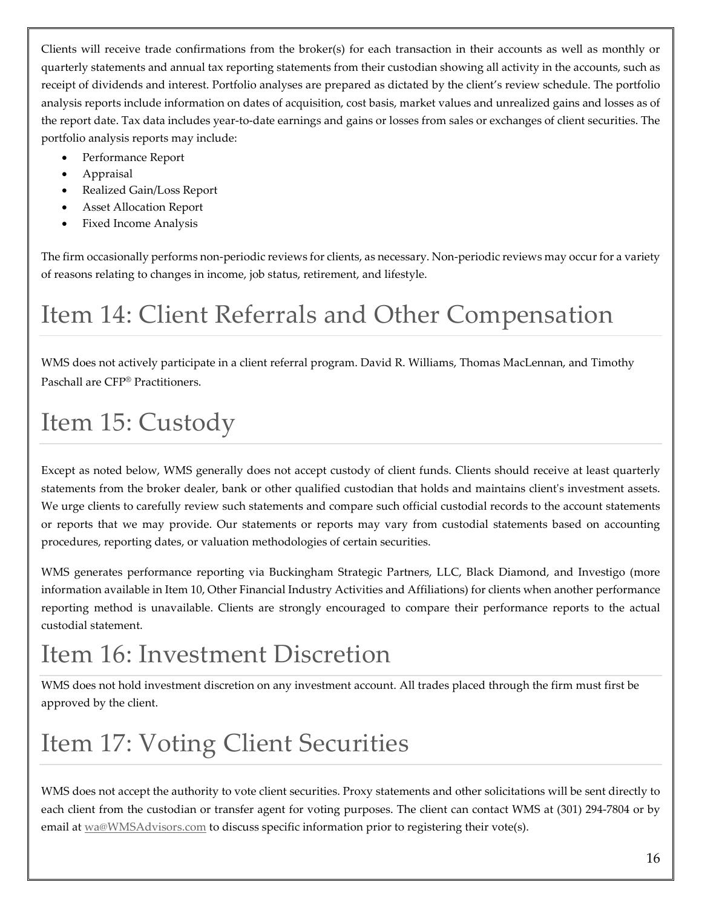Clients will receive trade confirmations from the broker(s) for each transaction in their accounts as well as monthly or quarterly statements and annual tax reporting statements from their custodian showing all activity in the accounts, such as receipt of dividends and interest. Portfolio analyses are prepared as dictated by the client's review schedule. The portfolio analysis reports include information on dates of acquisition, cost basis, market values and unrealized gains and losses as of the report date. Tax data includes year-to-date earnings and gains or losses from sales or exchanges of client securities. The portfolio analysis reports may include:

- Performance Report
- Appraisal
- Realized Gain/Loss Report
- Asset Allocation Report
- Fixed Income Analysis

The firm occasionally performs non-periodic reviews for clients, as necessary. Non-periodic reviews may occur for a variety of reasons relating to changes in income, job status, retirement, and lifestyle.

# Item 14: Client Referrals and Other Compensation

WMS does not actively participate in a client referral program. David R. Williams, Thomas MacLennan, and Timothy Paschall are CFP® Practitioners.

# Item 15: Custody

Except as noted below, WMS generally does not accept custody of client funds. Clients should receive at least quarterly statements from the broker dealer, bank or other qualified custodian that holds and maintains client's investment assets. We urge clients to carefully review such statements and compare such official custodial records to the account statements or reports that we may provide. Our statements or reports may vary from custodial statements based on accounting procedures, reporting dates, or valuation methodologies of certain securities.

WMS generates performance reporting via Buckingham Strategic Partners, LLC, Black Diamond, and Investigo (more information available in Item 10, Other Financial Industry Activities and Affiliations) for clients when another performance reporting method is unavailable. Clients are strongly encouraged to compare their performance reports to the actual custodial statement.

# Item 16: Investment Discretion

WMS does not hold investment discretion on any investment account. All trades placed through the firm must first be approved by the client.

# Item 17: Voting Client Securities

WMS does not accept the authority to vote client securities. Proxy statements and other solicitations will be sent directly to each client from the custodian or transfer agent for voting purposes. The client can contact WMS at (301) 294-7804 or by email at wa@WMSAdvisors.com to discuss specific information prior to registering their vote(s).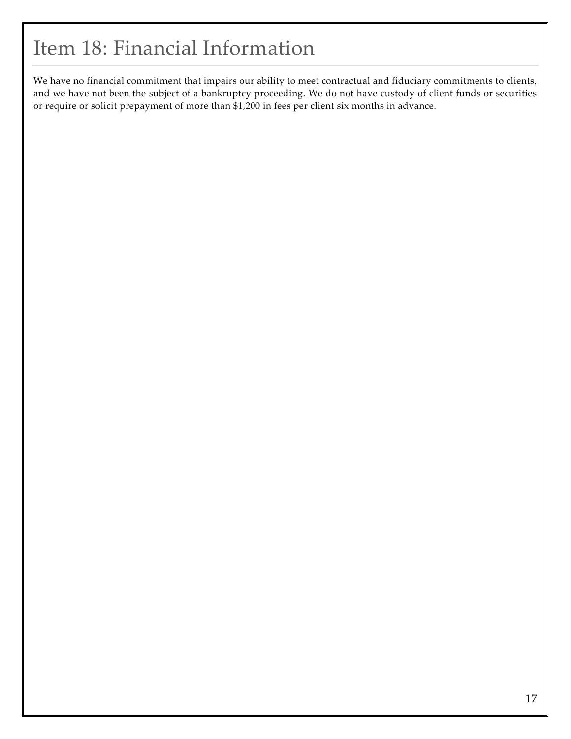# Item 18: Financial Information

We have no financial commitment that impairs our ability to meet contractual and fiduciary commitments to clients, and we have not been the subject of a bankruptcy proceeding. We do not have custody of client funds or securities or require or solicit prepayment of more than $1,200 in fees per client six months in advance.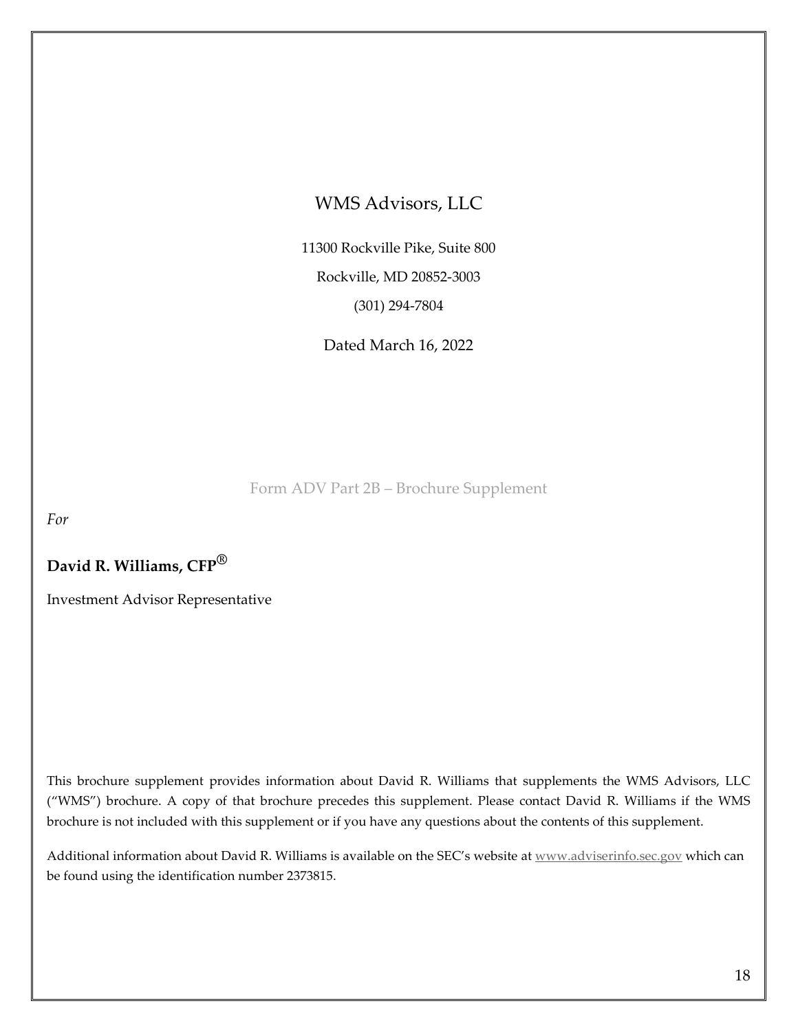# WMS Advisors, LLC

11300 Rockville Pike, Suite 800

Rockville, MD 20852-3003

(301) 294-7804

Dated March 16, 2022

## Form ADV Part 2B – Brochure Supplement

*For*

**David R. Williams, CFP®**

Investment Advisor Representative

This brochure supplement provides information about David R. Williams that supplements the WMS Advisors, LLC ("WMS") brochure. A copy of that brochure precedes this supplement. Please contact David R. Williams if the WMS brochure is not included with this supplement or if you have any questions about the contents of this supplement.

Additional information about David R. Williams is available on the SEC's website at www.adviserinfo.sec.gov which can be found using the identification number 2373815.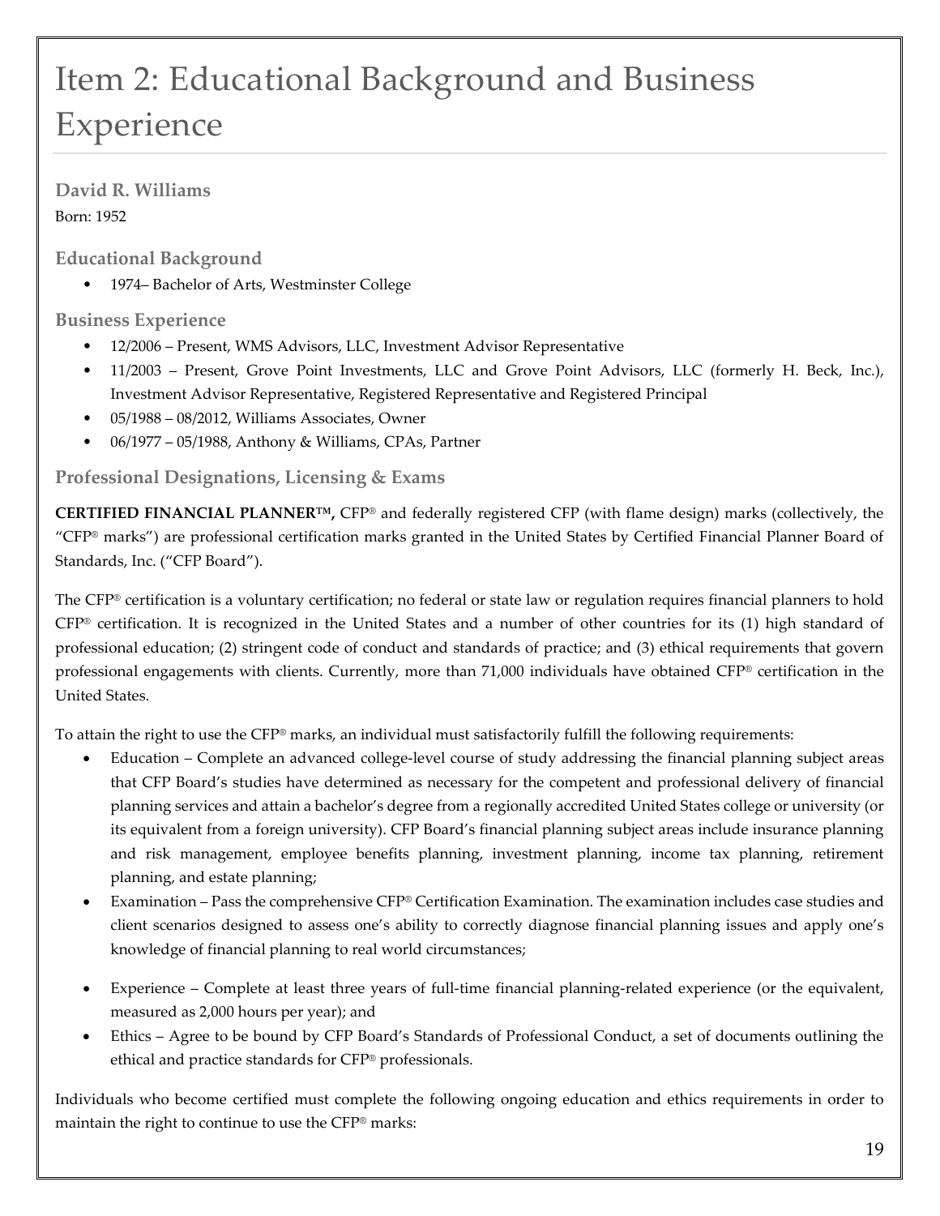# Item 2: Educational Background and Business Experience

### David R. Williams

Born: 1952

### Educational Background

- 1974– Bachelor of Arts, Westminster College

### Business Experience

- 12/2006 – Present, WMS Advisors, LLC, Investment Advisor Representative
- 11/2003 – Present, Grove Point Investments, LLC and Grove Point Advisors, LLC (formerly H. Beck, Inc.), Investment Advisor Representative, Registered Representative and Registered Principal
- 05/1988 – 08/2012, Williams Associates, Owner
- 06/1977 – 05/1988, Anthony & Williams, CPAs, Partner

### Professional Designations, Licensing & Exams

**CERTIFIED FINANCIAL PLANNER™,** CFP® and federally registered CFP (with flame design) marks (collectively, the "CFP® marks") are professional certification marks granted in the United States by Certified Financial Planner Board of Standards, Inc. ("CFP Board").

The CFP® certification is a voluntary certification; no federal or state law or regulation requires financial planners to hold CFP® certification. It is recognized in the United States and a number of other countries for its (1) high standard of professional education; (2) stringent code of conduct and standards of practice; and (3) ethical requirements that govern professional engagements with clients. Currently, more than 71,000 individuals have obtained CFP® certification in the United States.

To attain the right to use the CFP® marks, an individual must satisfactorily fulfill the following requirements:

- Education – Complete an advanced college-level course of study addressing the financial planning subject areas that CFP Board's studies have determined as necessary for the competent and professional delivery of financial planning services and attain a bachelor's degree from a regionally accredited United States college or university (or its equivalent from a foreign university). CFP Board's financial planning subject areas include insurance planning and risk management, employee benefits planning, investment planning, income tax planning, retirement planning, and estate planning;
- Examination – Pass the comprehensive CFP® Certification Examination. The examination includes case studies and client scenarios designed to assess one's ability to correctly diagnose financial planning issues and apply one's knowledge of financial planning to real world circumstances;
- Experience – Complete at least three years of full-time financial planning-related experience (or the equivalent, measured as 2,000 hours per year); and
- Ethics – Agree to be bound by CFP Board's Standards of Professional Conduct, a set of documents outlining the ethical and practice standards for CFP® professionals.

Individuals who become certified must complete the following ongoing education and ethics requirements in order to maintain the right to continue to use the CFP® marks: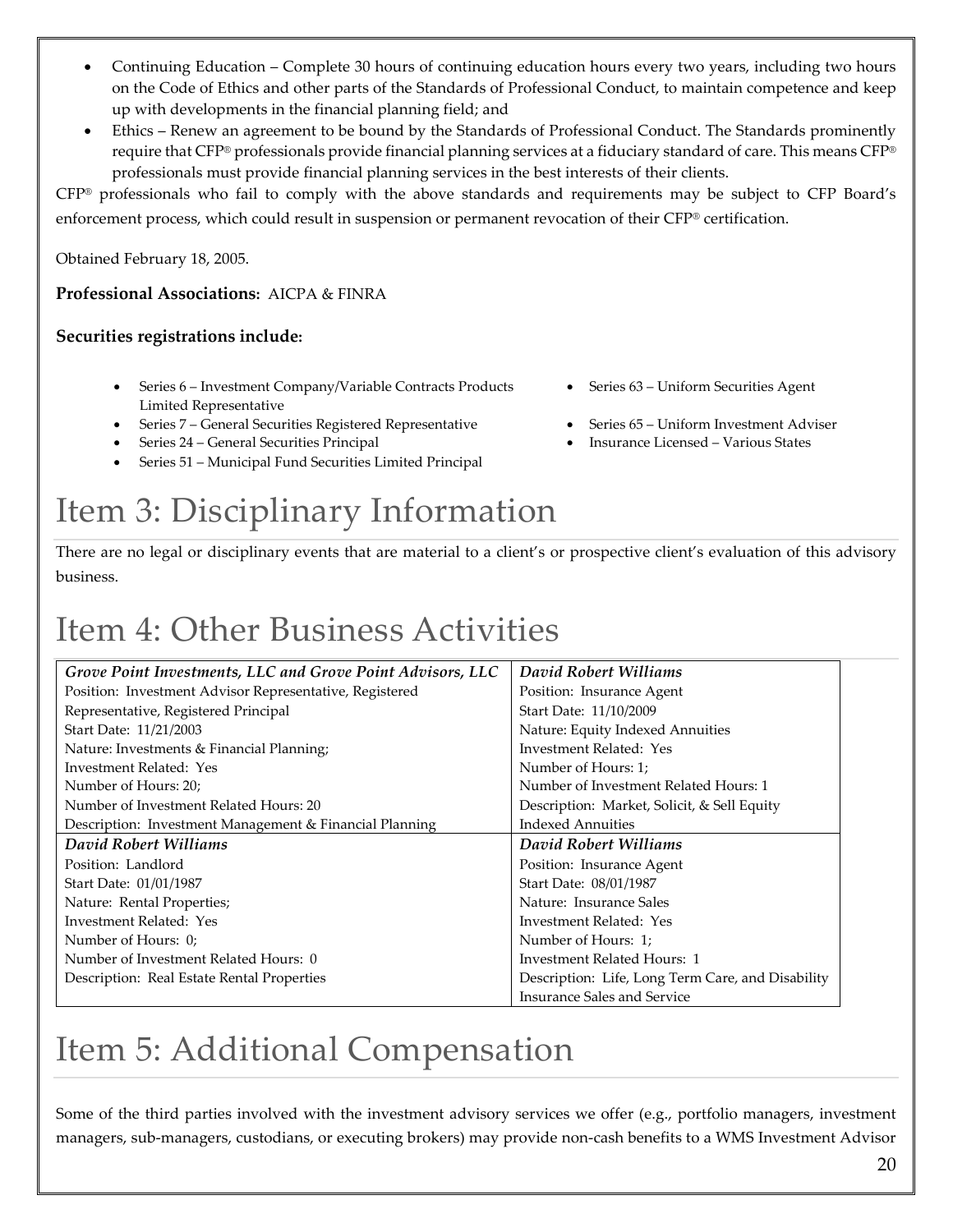- Continuing Education – Complete 30 hours of continuing education hours every two years, including two hours on the Code of Ethics and other parts of the Standards of Professional Conduct, to maintain competence and keep up with developments in the financial planning field; and
- Ethics – Renew an agreement to be bound by the Standards of Professional Conduct. The Standards prominently require that CFP® professionals provide financial planning services at a fiduciary standard of care. This means CFP® professionals must provide financial planning services in the best interests of their clients.

CFP® professionals who fail to comply with the above standards and requirements may be subject to CFP Board's enforcement process, which could result in suspension or permanent revocation of their CFP® certification.

Obtained February 18, 2005.

**Professional Associations:** AICPA & FINRA

**Securities registrations include:**

- Series 6 – Investment Company/Variable Contracts Products Limited Representative
- Series 7 – General Securities Registered Representative
- Series 24 – General Securities Principal
- Series 51 – Municipal Fund Securities Limited Principal
- Series 63 – Uniform Securities Agent
- Series 65 – Uniform Investment Adviser
- Insurance Licensed – Various States

# Item 3: Disciplinary Information

There are no legal or disciplinary events that are material to a client's or prospective client's evaluation of this advisory business.

# Item 4: Other Business Activities

| *Grove Point Investments, LLC and Grove Point Advisors, LLC* | *David Robert Williams* |
|---|---|
| Position: Investment Advisor Representative, Registered Representative, Registered Principal<br>Start Date: 11/21/2003<br>Nature: Investments & Financial Planning;<br>Investment Related: Yes<br>Number of Hours: 20;<br>Number of Investment Related Hours: 20<br>Description: Investment Management & Financial Planning | Position: Insurance Agent<br>Start Date: 11/10/2009<br>Nature: Equity Indexed Annuities<br>Investment Related: Yes<br>Number of Hours: 1;<br>Number of Investment Related Hours: 1<br>Description: Market, Solicit, & Sell Equity Indexed Annuities |
| ***David Robert Williams*** | ***David Robert Williams*** |
| Position: Landlord<br>Start Date: 01/01/1987<br>Nature: Rental Properties;<br>Investment Related: Yes<br>Number of Hours: 0;<br>Number of Investment Related Hours: 0<br>Description: Real Estate Rental Properties | Position: Insurance Agent<br>Start Date: 08/01/1987<br>Nature: Insurance Sales<br>Investment Related: Yes<br>Number of Hours: 1;<br>Investment Related Hours: 1<br>Description: Life, Long Term Care, and Disability Insurance Sales and Service |

# Item 5: Additional Compensation

Some of the third parties involved with the investment advisory services we offer (e.g., portfolio managers, investment managers, sub-managers, custodians, or executing brokers) may provide non-cash benefits to a WMS Investment Advisor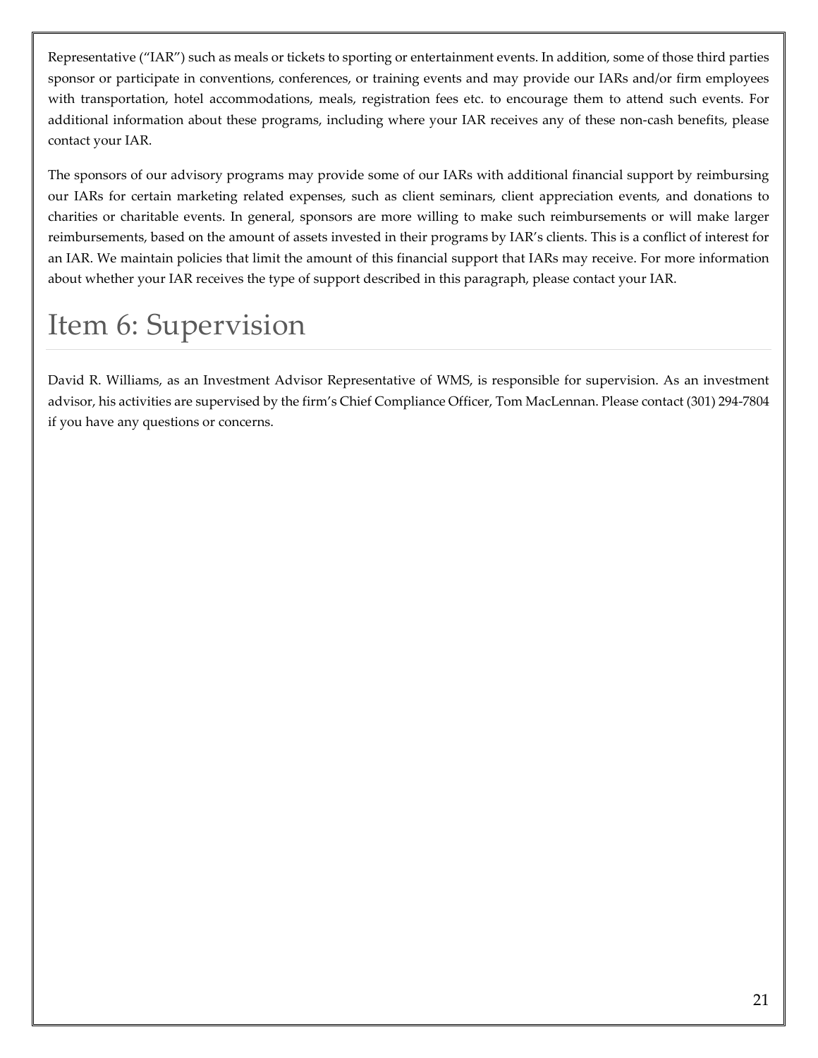Representative ("IAR") such as meals or tickets to sporting or entertainment events. In addition, some of those third parties sponsor or participate in conventions, conferences, or training events and may provide our IARs and/or firm employees with transportation, hotel accommodations, meals, registration fees etc. to encourage them to attend such events. For additional information about these programs, including where your IAR receives any of these non-cash benefits, please contact your IAR.

The sponsors of our advisory programs may provide some of our IARs with additional financial support by reimbursing our IARs for certain marketing related expenses, such as client seminars, client appreciation events, and donations to charities or charitable events. In general, sponsors are more willing to make such reimbursements or will make larger reimbursements, based on the amount of assets invested in their programs by IAR's clients. This is a conflict of interest for an IAR. We maintain policies that limit the amount of this financial support that IARs may receive. For more information about whether your IAR receives the type of support described in this paragraph, please contact your IAR.

# Item 6: Supervision

David R. Williams, as an Investment Advisor Representative of WMS, is responsible for supervision. As an investment advisor, his activities are supervised by the firm's Chief Compliance Officer, Tom MacLennan. Please contact (301) 294-7804 if you have any questions or concerns.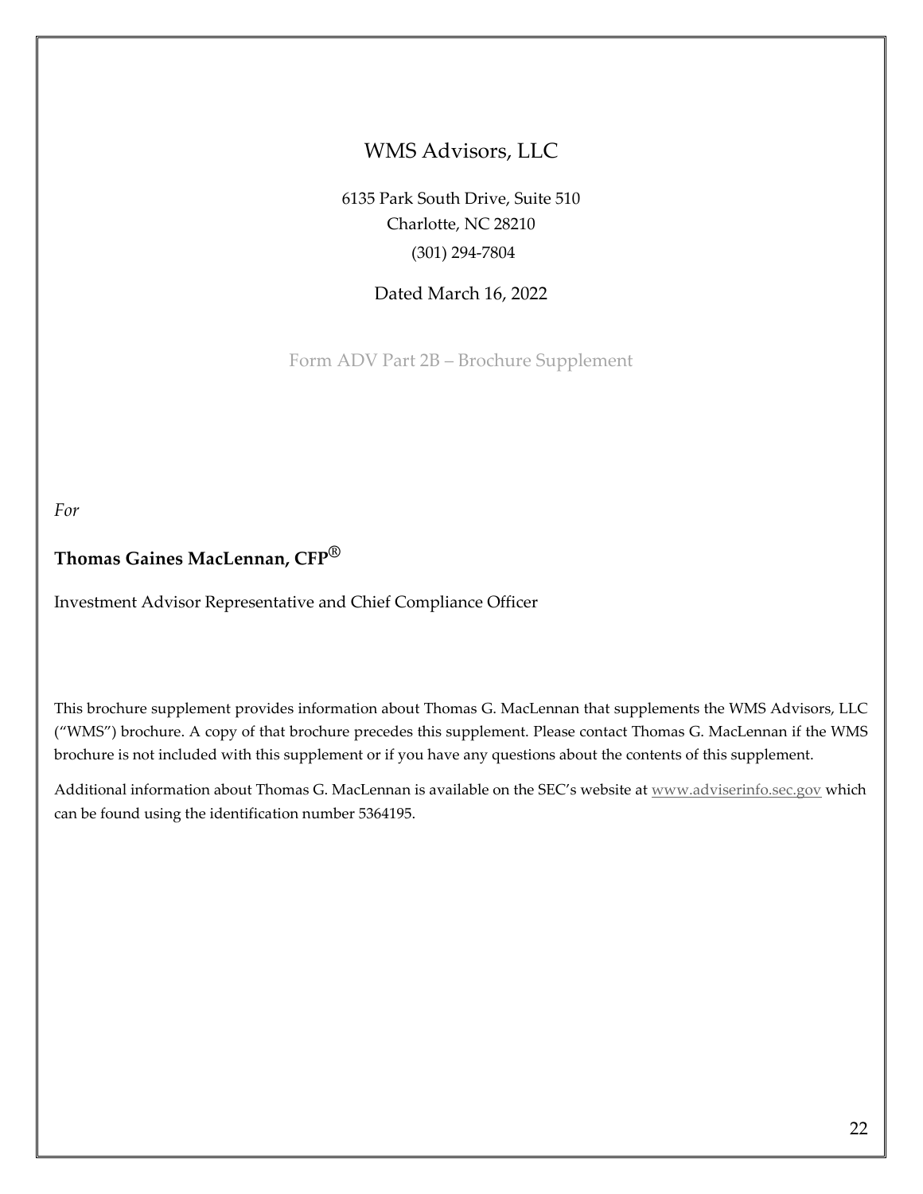# WMS Advisors, LLC

6135 Park South Drive, Suite 510
Charlotte, NC 28210
(301) 294-7804

Dated March 16, 2022

Form ADV Part 2B – Brochure Supplement

*For*

**Thomas Gaines MacLennan, CFP®**

Investment Advisor Representative and Chief Compliance Officer

This brochure supplement provides information about Thomas G. MacLennan that supplements the WMS Advisors, LLC ("WMS") brochure. A copy of that brochure precedes this supplement. Please contact Thomas G. MacLennan if the WMS brochure is not included with this supplement or if you have any questions about the contents of this supplement.

Additional information about Thomas G. MacLennan is available on the SEC's website at www.adviserinfo.sec.gov which can be found using the identification number 5364195.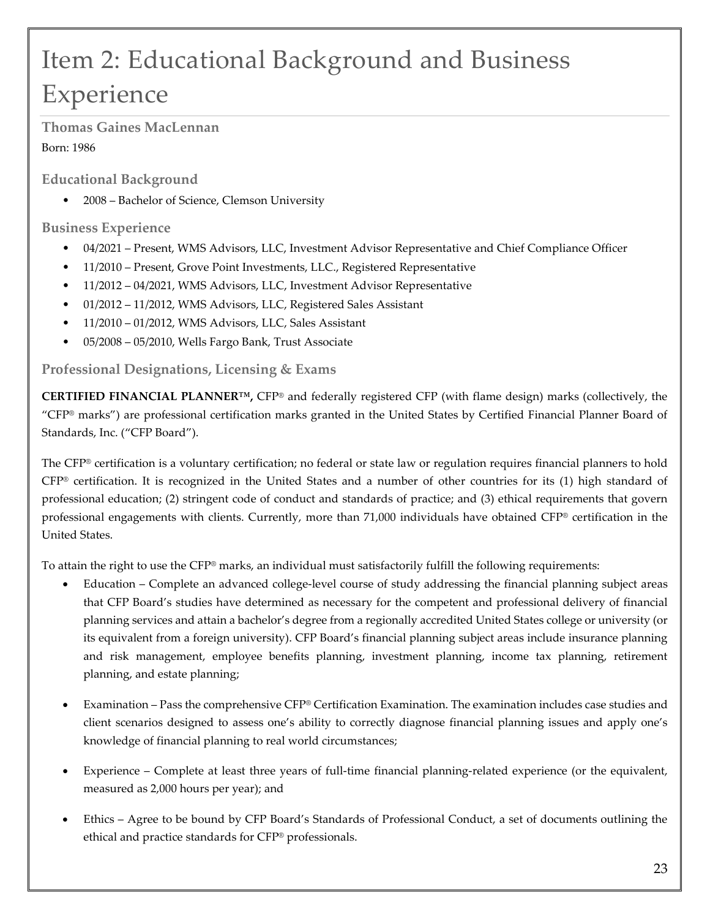# Item 2: Educational Background and Business Experience

### Thomas Gaines MacLennan

Born: 1986

### Educational Background

- 2008 – Bachelor of Science, Clemson University

### Business Experience

- 04/2021 – Present, WMS Advisors, LLC, Investment Advisor Representative and Chief Compliance Officer
- 11/2010 – Present, Grove Point Investments, LLC., Registered Representative
- 11/2012 – 04/2021, WMS Advisors, LLC, Investment Advisor Representative
- 01/2012 – 11/2012, WMS Advisors, LLC, Registered Sales Assistant
- 11/2010 – 01/2012, WMS Advisors, LLC, Sales Assistant
- 05/2008 – 05/2010, Wells Fargo Bank, Trust Associate

### Professional Designations, Licensing & Exams

**CERTIFIED FINANCIAL PLANNER™,** CFP® and federally registered CFP (with flame design) marks (collectively, the "CFP® marks") are professional certification marks granted in the United States by Certified Financial Planner Board of Standards, Inc. ("CFP Board").

The CFP® certification is a voluntary certification; no federal or state law or regulation requires financial planners to hold CFP® certification. It is recognized in the United States and a number of other countries for its (1) high standard of professional education; (2) stringent code of conduct and standards of practice; and (3) ethical requirements that govern professional engagements with clients. Currently, more than 71,000 individuals have obtained CFP® certification in the United States.

To attain the right to use the CFP® marks, an individual must satisfactorily fulfill the following requirements:

- Education – Complete an advanced college-level course of study addressing the financial planning subject areas that CFP Board's studies have determined as necessary for the competent and professional delivery of financial planning services and attain a bachelor's degree from a regionally accredited United States college or university (or its equivalent from a foreign university). CFP Board's financial planning subject areas include insurance planning and risk management, employee benefits planning, investment planning, income tax planning, retirement planning, and estate planning;

- Examination – Pass the comprehensive CFP® Certification Examination. The examination includes case studies and client scenarios designed to assess one's ability to correctly diagnose financial planning issues and apply one's knowledge of financial planning to real world circumstances;

- Experience – Complete at least three years of full-time financial planning-related experience (or the equivalent, measured as 2,000 hours per year); and

- Ethics – Agree to be bound by CFP Board's Standards of Professional Conduct, a set of documents outlining the ethical and practice standards for CFP® professionals.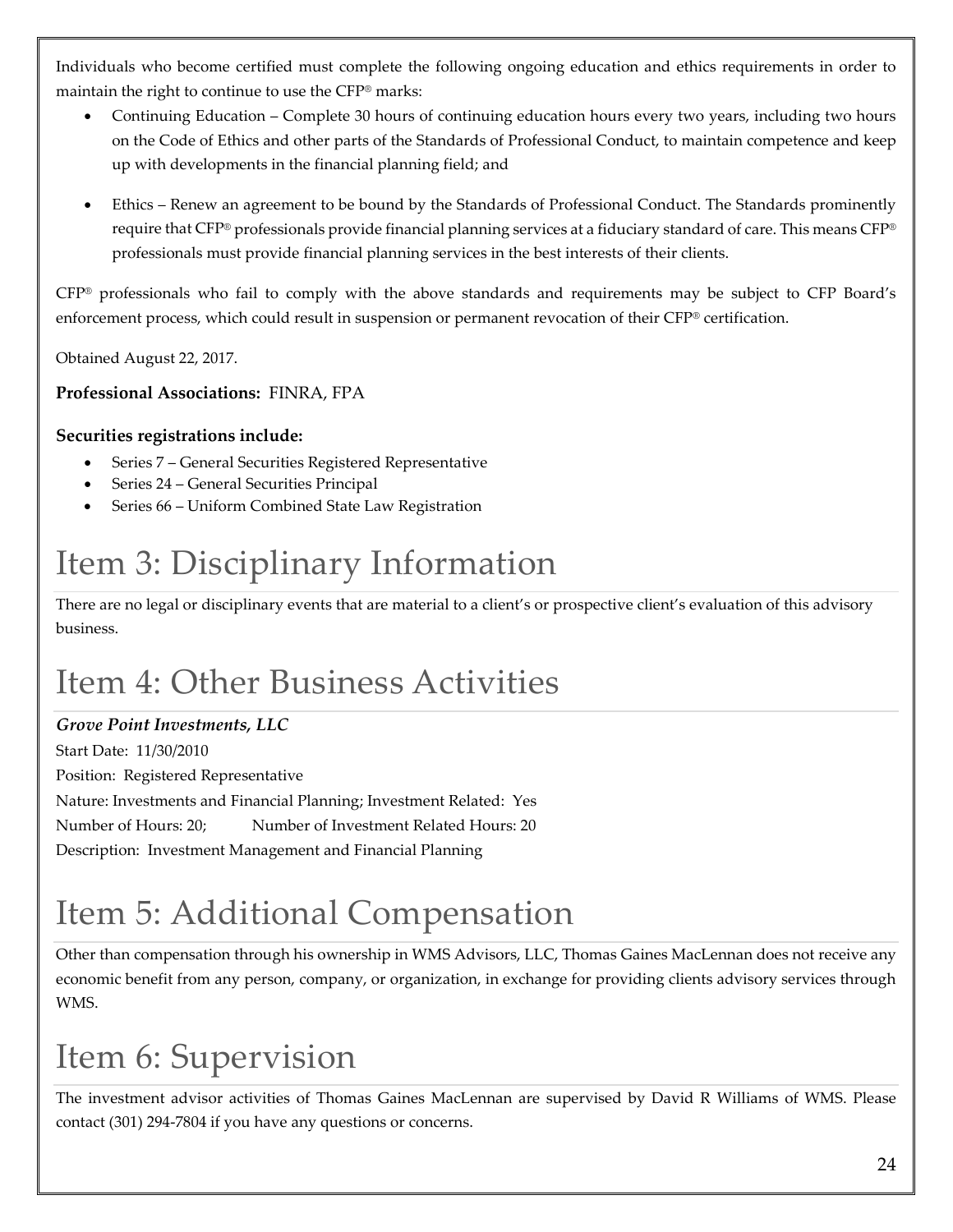Individuals who become certified must complete the following ongoing education and ethics requirements in order to maintain the right to continue to use the CFP® marks:

- Continuing Education – Complete 30 hours of continuing education hours every two years, including two hours on the Code of Ethics and other parts of the Standards of Professional Conduct, to maintain competence and keep up with developments in the financial planning field; and
- Ethics – Renew an agreement to be bound by the Standards of Professional Conduct. The Standards prominently require that CFP® professionals provide financial planning services at a fiduciary standard of care. This means CFP® professionals must provide financial planning services in the best interests of their clients.

CFP® professionals who fail to comply with the above standards and requirements may be subject to CFP Board's enforcement process, which could result in suspension or permanent revocation of their CFP® certification.

Obtained August 22, 2017.

**Professional Associations:** FINRA, FPA

**Securities registrations include:**

- Series 7 – General Securities Registered Representative
- Series 24 – General Securities Principal
- Series 66 – Uniform Combined State Law Registration

# Item 3: Disciplinary Information

There are no legal or disciplinary events that are material to a client's or prospective client's evaluation of this advisory business.

# Item 4: Other Business Activities

***Grove Point Investments, LLC***

Start Date: 11/30/2010

Position: Registered Representative

Nature: Investments and Financial Planning; Investment Related: Yes

Number of Hours: 20; Number of Investment Related Hours: 20

Description: Investment Management and Financial Planning

# Item 5: Additional Compensation

Other than compensation through his ownership in WMS Advisors, LLC, Thomas Gaines MacLennan does not receive any economic benefit from any person, company, or organization, in exchange for providing clients advisory services through WMS.

# Item 6: Supervision

The investment advisor activities of Thomas Gaines MacLennan are supervised by David R Williams of WMS. Please contact (301) 294-7804 if you have any questions or concerns.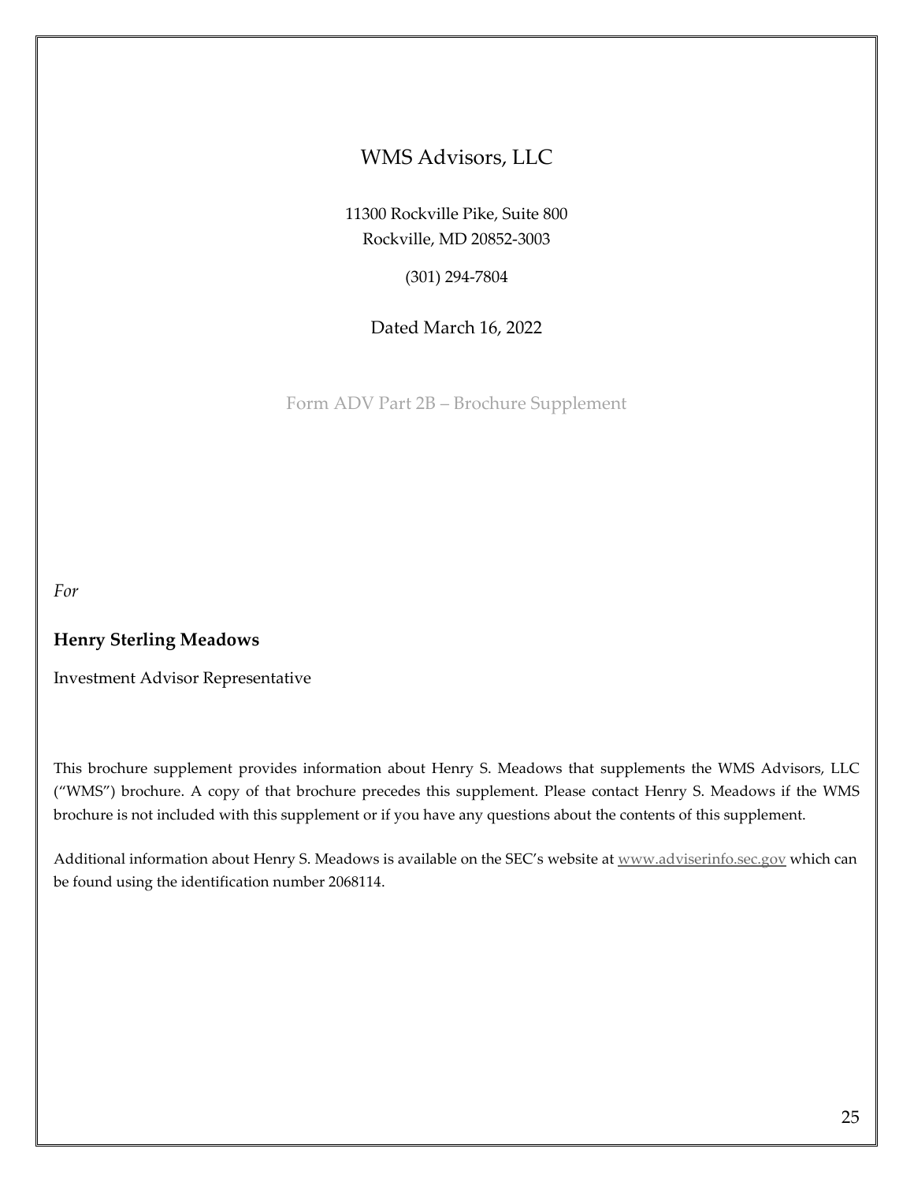# WMS Advisors, LLC

11300 Rockville Pike, Suite 800
Rockville, MD 20852-3003

(301) 294-7804

Dated March 16, 2022

Form ADV Part 2B – Brochure Supplement

*For*

**Henry Sterling Meadows**

Investment Advisor Representative

This brochure supplement provides information about Henry S. Meadows that supplements the WMS Advisors, LLC ("WMS") brochure. A copy of that brochure precedes this supplement. Please contact Henry S. Meadows if the WMS brochure is not included with this supplement or if you have any questions about the contents of this supplement.

Additional information about Henry S. Meadows is available on the SEC's website at www.adviserinfo.sec.gov which can be found using the identification number 2068114.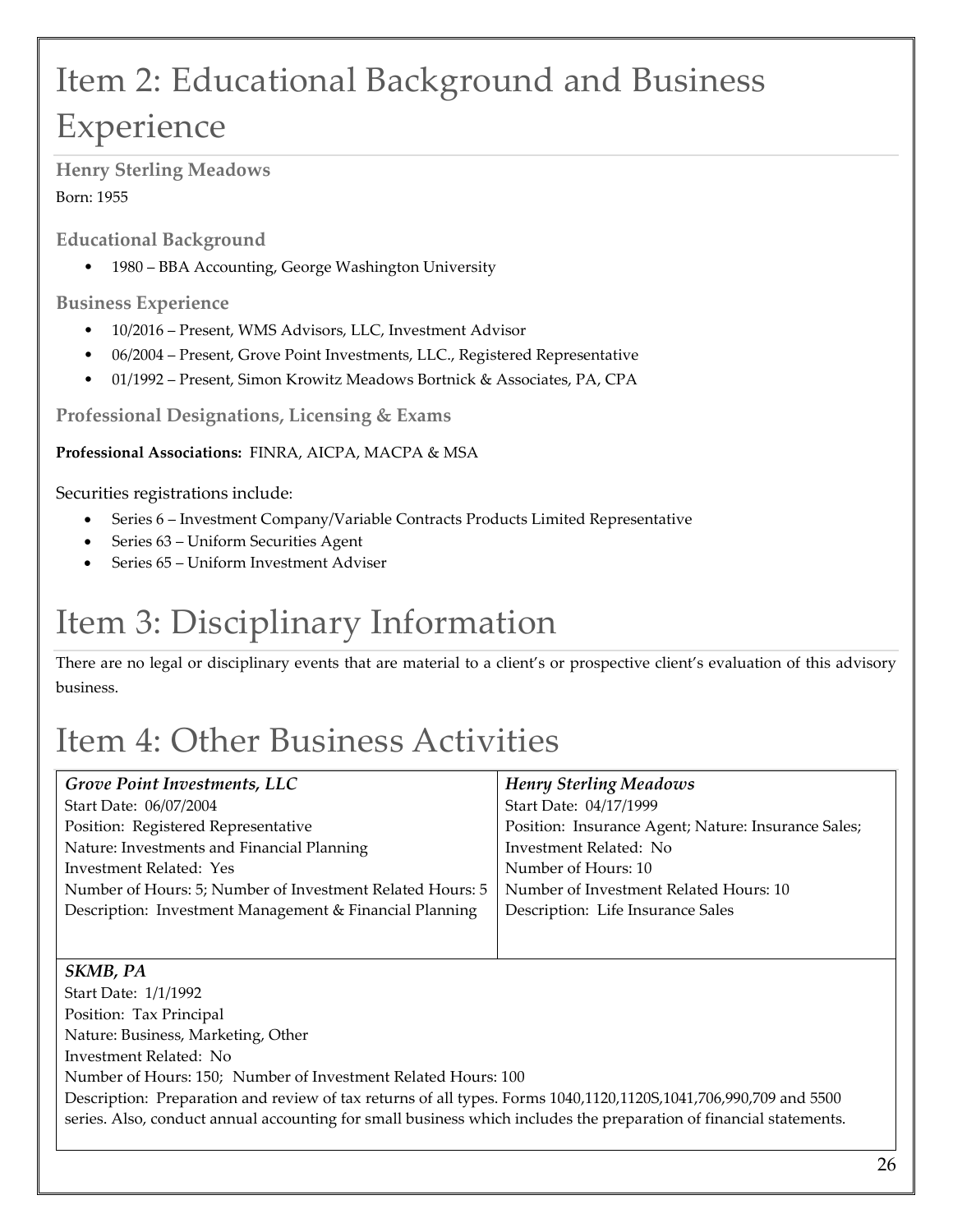# Item 2: Educational Background and Business Experience

### Henry Sterling Meadows

Born: 1955

### Educational Background

- 1980 – BBA Accounting, George Washington University

### Business Experience

- 10/2016 – Present, WMS Advisors, LLC, Investment Advisor
- 06/2004 – Present, Grove Point Investments, LLC., Registered Representative
- 01/1992 – Present, Simon Krowitz Meadows Bortnick & Associates, PA, CPA

### Professional Designations, Licensing & Exams

**Professional Associations:** FINRA, AICPA, MACPA & MSA

Securities registrations include:

- Series 6 – Investment Company/Variable Contracts Products Limited Representative
- Series 63 – Uniform Securities Agent
- Series 65 – Uniform Investment Adviser

# Item 3: Disciplinary Information

There are no legal or disciplinary events that are material to a client's or prospective client's evaluation of this advisory business.

# Item 4: Other Business Activities

| ***Grove Point Investments, LLC*** | ***Henry Sterling Meadows*** |
|---|---|
| Start Date: 06/07/2004<br>Position: Registered Representative<br>Nature: Investments and Financial Planning<br>Investment Related: Yes<br>Number of Hours: 5; Number of Investment Related Hours: 5<br>Description: Investment Management & Financial Planning | Start Date: 04/17/1999<br>Position: Insurance Agent; Nature: Insurance Sales;<br>Investment Related: No<br>Number of Hours: 10<br>Number of Investment Related Hours: 10<br>Description: Life Insurance Sales |

***SKMB, PA***
Start Date: 1/1/1992
Position: Tax Principal
Nature: Business, Marketing, Other
Investment Related: No
Number of Hours: 150; Number of Investment Related Hours: 100
Description: Preparation and review of tax returns of all types. Forms 1040,1120,1120S,1041,706,990,709 and 5500 series. Also, conduct annual accounting for small business which includes the preparation of financial statements.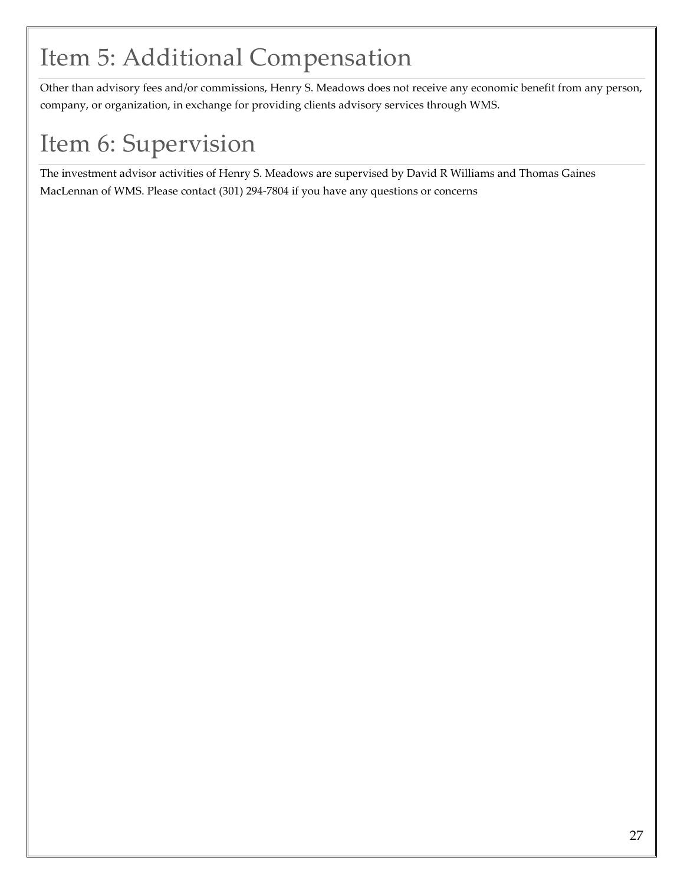# Item 5: Additional Compensation

Other than advisory fees and/or commissions, Henry S. Meadows does not receive any economic benefit from any person, company, or organization, in exchange for providing clients advisory services through WMS.

# Item 6: Supervision

The investment advisor activities of Henry S. Meadows are supervised by David R Williams and Thomas Gaines MacLennan of WMS. Please contact (301) 294-7804 if you have any questions or concerns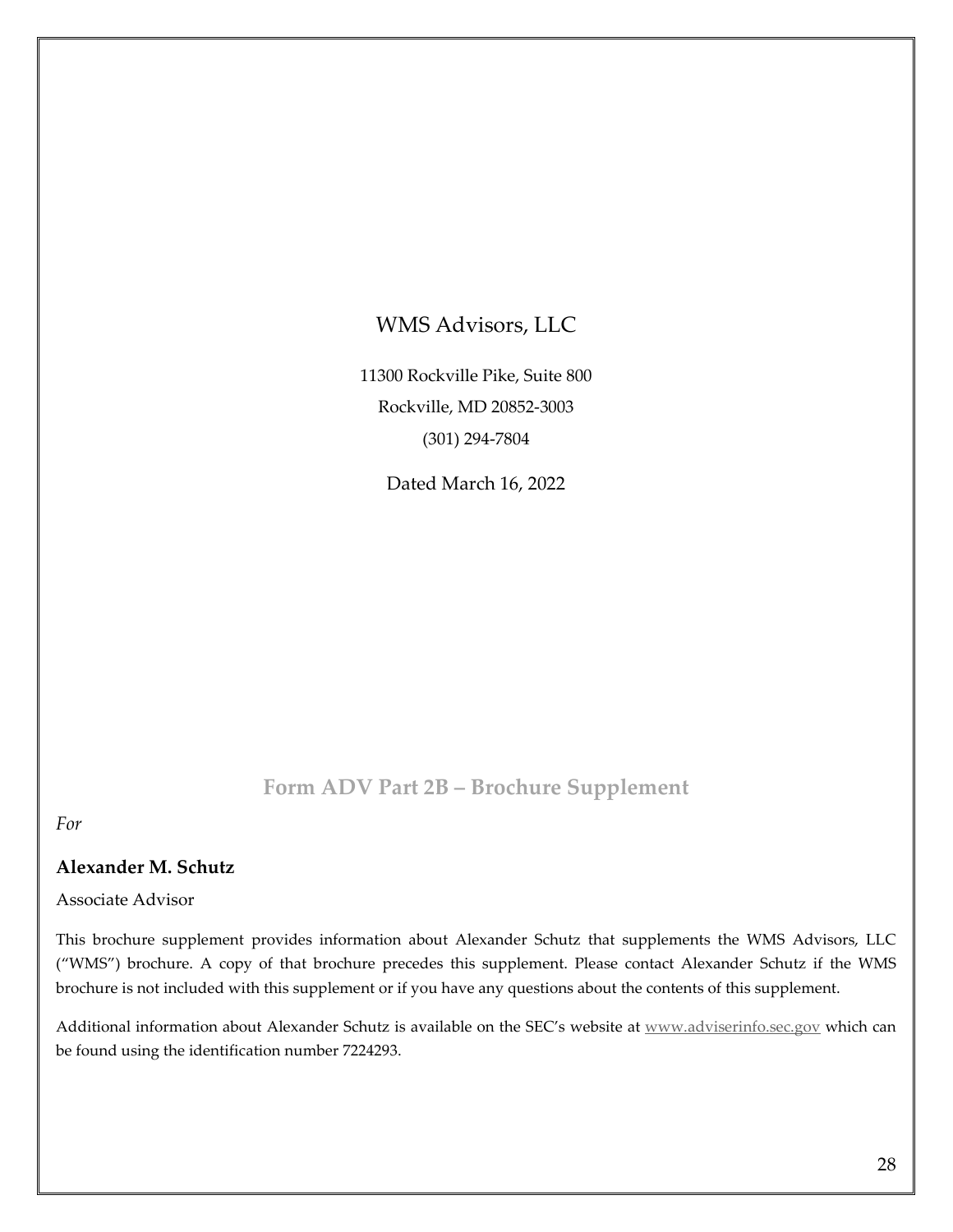# WMS Advisors, LLC

11300 Rockville Pike, Suite 800

Rockville, MD 20852-3003

(301) 294-7804

Dated March 16, 2022

## Form ADV Part 2B – Brochure Supplement

*For*

**Alexander M. Schutz**

Associate Advisor

This brochure supplement provides information about Alexander Schutz that supplements the WMS Advisors, LLC ("WMS") brochure. A copy of that brochure precedes this supplement. Please contact Alexander Schutz if the WMS brochure is not included with this supplement or if you have any questions about the contents of this supplement.

Additional information about Alexander Schutz is available on the SEC's website at www.adviserinfo.sec.gov which can be found using the identification number 7224293.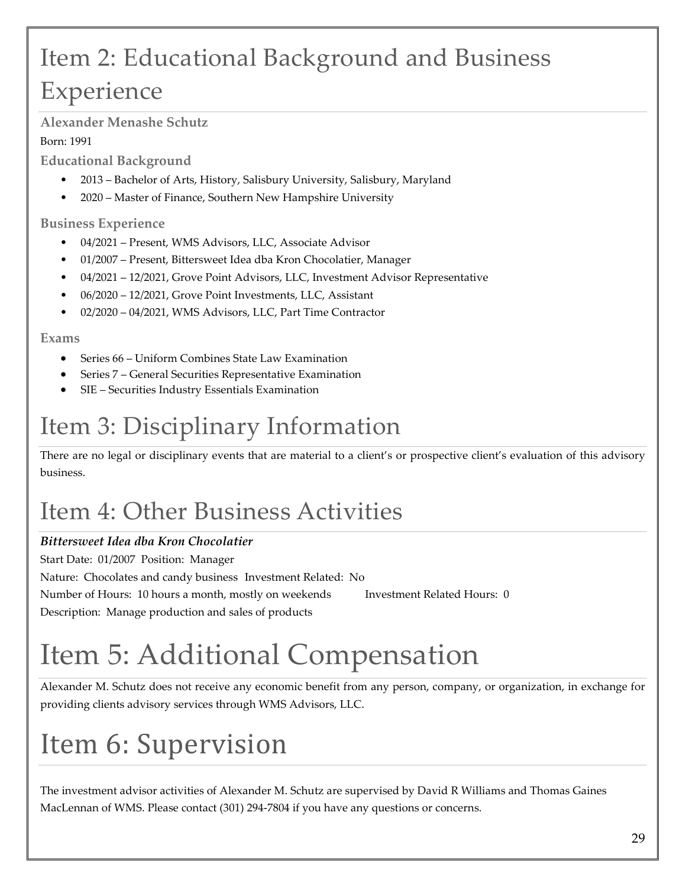# Item 2: Educational Background and Business Experience

### Alexander Menashe Schutz

Born: 1991

### Educational Background

- 2013 – Bachelor of Arts, History, Salisbury University, Salisbury, Maryland
- 2020 – Master of Finance, Southern New Hampshire University

### Business Experience

- 04/2021 – Present, WMS Advisors, LLC, Associate Advisor
- 01/2007 – Present, Bittersweet Idea dba Kron Chocolatier, Manager
- 04/2021 – 12/2021, Grove Point Advisors, LLC, Investment Advisor Representative
- 06/2020 – 12/2021, Grove Point Investments, LLC, Assistant
- 02/2020 – 04/2021, WMS Advisors, LLC, Part Time Contractor

### Exams

- Series 66 – Uniform Combines State Law Examination
- Series 7 – General Securities Representative Examination
- SIE – Securities Industry Essentials Examination

# Item 3: Disciplinary Information

There are no legal or disciplinary events that are material to a client's or prospective client's evaluation of this advisory business.

# Item 4: Other Business Activities

***Bittersweet Idea dba Kron Chocolatier***

Start Date: 01/2007 Position: Manager

Nature: Chocolates and candy business Investment Related: No

Number of Hours: 10 hours a month, mostly on weekends Investment Related Hours: 0

Description: Manage production and sales of products

# Item 5: Additional Compensation

Alexander M. Schutz does not receive any economic benefit from any person, company, or organization, in exchange for providing clients advisory services through WMS Advisors, LLC.

# Item 6: Supervision

The investment advisor activities of Alexander M. Schutz are supervised by David R Williams and Thomas Gaines MacLennan of WMS. Please contact (301) 294-7804 if you have any questions or concerns.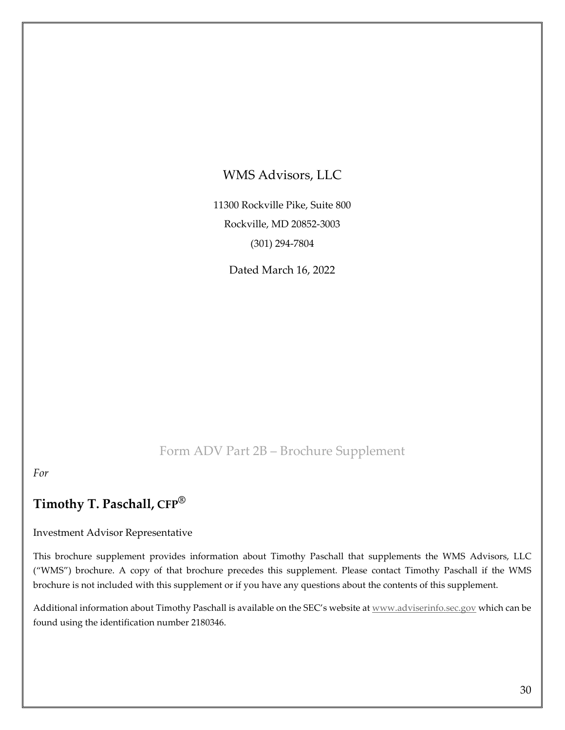WMS Advisors, LLC

11300 Rockville Pike, Suite 800

Rockville, MD 20852-3003

(301) 294-7804

Dated March 16, 2022

Form ADV Part 2B – Brochure Supplement

*For*

## Timothy T. Paschall, CFP®

Investment Advisor Representative

This brochure supplement provides information about Timothy Paschall that supplements the WMS Advisors, LLC ("WMS") brochure. A copy of that brochure precedes this supplement. Please contact Timothy Paschall if the WMS brochure is not included with this supplement or if you have any questions about the contents of this supplement.

Additional information about Timothy Paschall is available on the SEC's website at www.adviserinfo.sec.gov which can be found using the identification number 2180346.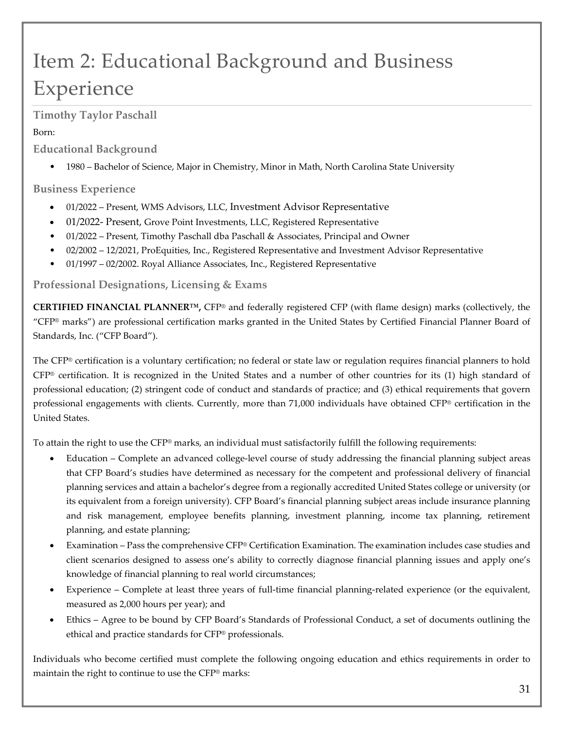# Item 2: Educational Background and Business Experience

### Timothy Taylor Paschall

Born:

### Educational Background

- 1980 – Bachelor of Science, Major in Chemistry, Minor in Math, North Carolina State University

### Business Experience

- 01/2022 – Present, WMS Advisors, LLC, Investment Advisor Representative
- 01/2022- Present, Grove Point Investments, LLC, Registered Representative
- 01/2022 – Present, Timothy Paschall dba Paschall & Associates, Principal and Owner
- 02/2002 – 12/2021, ProEquities, Inc., Registered Representative and Investment Advisor Representative
- 01/1997 – 02/2002. Royal Alliance Associates, Inc., Registered Representative

### Professional Designations, Licensing & Exams

**CERTIFIED FINANCIAL PLANNER™,** CFP® and federally registered CFP (with flame design) marks (collectively, the "CFP® marks") are professional certification marks granted in the United States by Certified Financial Planner Board of Standards, Inc. ("CFP Board").

The CFP® certification is a voluntary certification; no federal or state law or regulation requires financial planners to hold CFP® certification. It is recognized in the United States and a number of other countries for its (1) high standard of professional education; (2) stringent code of conduct and standards of practice; and (3) ethical requirements that govern professional engagements with clients. Currently, more than 71,000 individuals have obtained CFP® certification in the United States.

To attain the right to use the CFP® marks, an individual must satisfactorily fulfill the following requirements:

- Education – Complete an advanced college-level course of study addressing the financial planning subject areas that CFP Board's studies have determined as necessary for the competent and professional delivery of financial planning services and attain a bachelor's degree from a regionally accredited United States college or university (or its equivalent from a foreign university). CFP Board's financial planning subject areas include insurance planning and risk management, employee benefits planning, investment planning, income tax planning, retirement planning, and estate planning;
- Examination – Pass the comprehensive CFP® Certification Examination. The examination includes case studies and client scenarios designed to assess one's ability to correctly diagnose financial planning issues and apply one's knowledge of financial planning to real world circumstances;
- Experience – Complete at least three years of full-time financial planning-related experience (or the equivalent, measured as 2,000 hours per year); and
- Ethics – Agree to be bound by CFP Board's Standards of Professional Conduct, a set of documents outlining the ethical and practice standards for CFP® professionals.

Individuals who become certified must complete the following ongoing education and ethics requirements in order to maintain the right to continue to use the CFP® marks: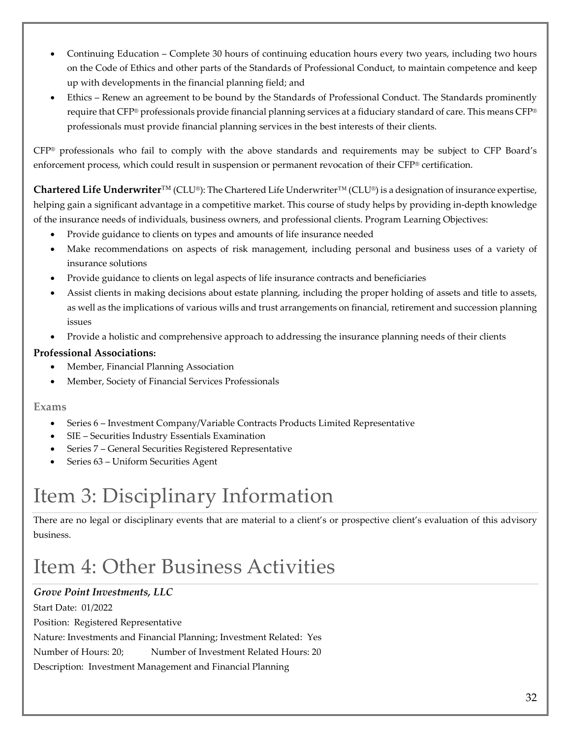- Continuing Education – Complete 30 hours of continuing education hours every two years, including two hours on the Code of Ethics and other parts of the Standards of Professional Conduct, to maintain competence and keep up with developments in the financial planning field; and
- Ethics – Renew an agreement to be bound by the Standards of Professional Conduct. The Standards prominently require that CFP® professionals provide financial planning services at a fiduciary standard of care. This means CFP® professionals must provide financial planning services in the best interests of their clients.

CFP® professionals who fail to comply with the above standards and requirements may be subject to CFP Board's enforcement process, which could result in suspension or permanent revocation of their CFP® certification.

**Chartered Life Underwriter**™ (CLU®): The Chartered Life Underwriter™ (CLU®) is a designation of insurance expertise, helping gain a significant advantage in a competitive market. This course of study helps by providing in-depth knowledge of the insurance needs of individuals, business owners, and professional clients. Program Learning Objectives:

- Provide guidance to clients on types and amounts of life insurance needed
- Make recommendations on aspects of risk management, including personal and business uses of a variety of insurance solutions
- Provide guidance to clients on legal aspects of life insurance contracts and beneficiaries
- Assist clients in making decisions about estate planning, including the proper holding of assets and title to assets, as well as the implications of various wills and trust arrangements on financial, retirement and succession planning issues
- Provide a holistic and comprehensive approach to addressing the insurance planning needs of their clients

**Professional Associations:**

- Member, Financial Planning Association
- Member, Society of Financial Services Professionals

### Exams

- Series 6 – Investment Company/Variable Contracts Products Limited Representative
- SIE – Securities Industry Essentials Examination
- Series 7 – General Securities Registered Representative
- Series 63 – Uniform Securities Agent

# Item 3: Disciplinary Information

There are no legal or disciplinary events that are material to a client's or prospective client's evaluation of this advisory business.

# Item 4: Other Business Activities

***Grove Point Investments, LLC***

Start Date: 01/2022

Position: Registered Representative

Nature: Investments and Financial Planning; Investment Related: Yes

Number of Hours: 20; Number of Investment Related Hours: 20

Description: Investment Management and Financial Planning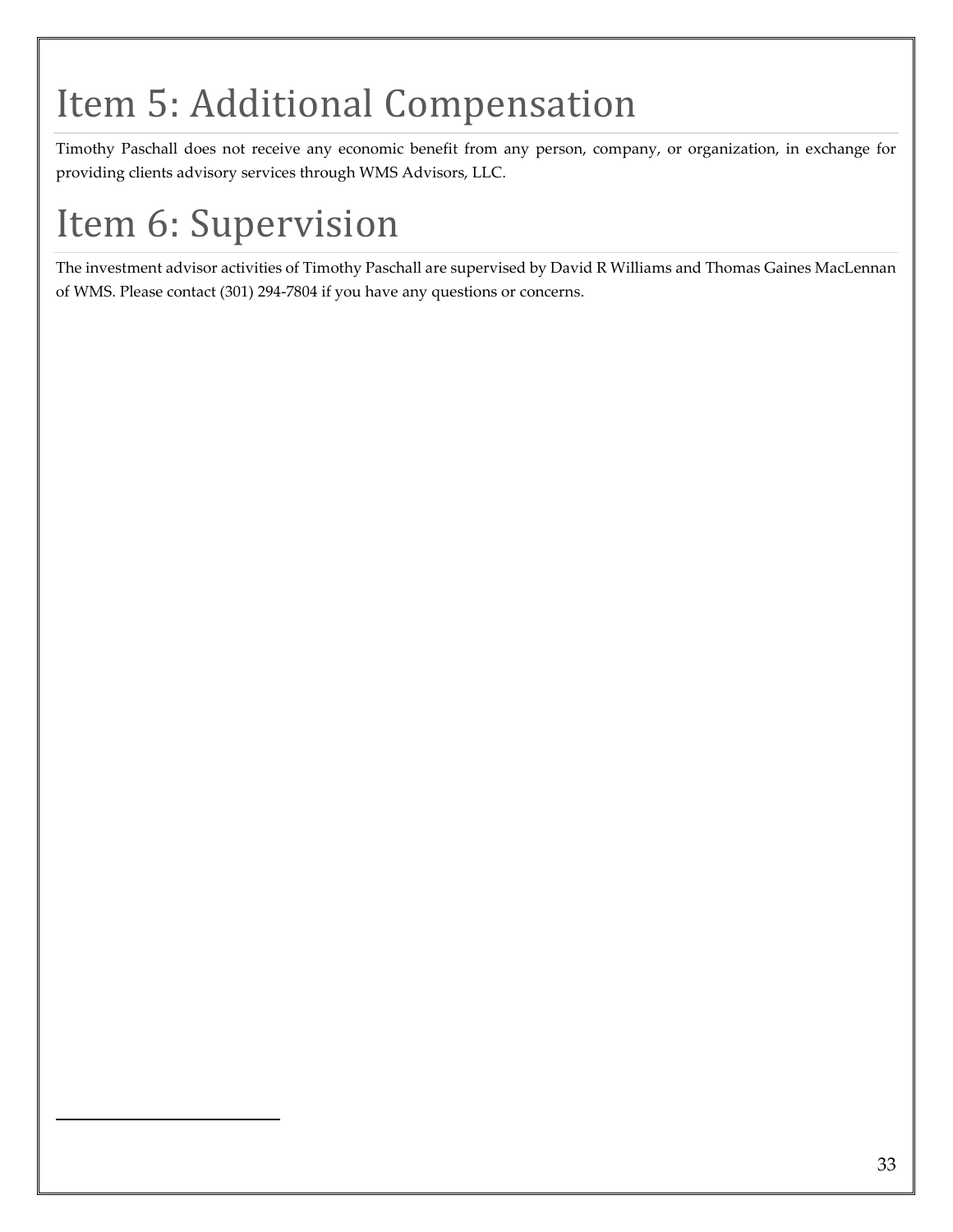# Item 5: Additional Compensation

Timothy Paschall does not receive any economic benefit from any person, company, or organization, in exchange for providing clients advisory services through WMS Advisors, LLC.

# Item 6: Supervision

The investment advisor activities of Timothy Paschall are supervised by David R Williams and Thomas Gaines MacLennan of WMS. Please contact (301) 294-7804 if you have any questions or concerns.